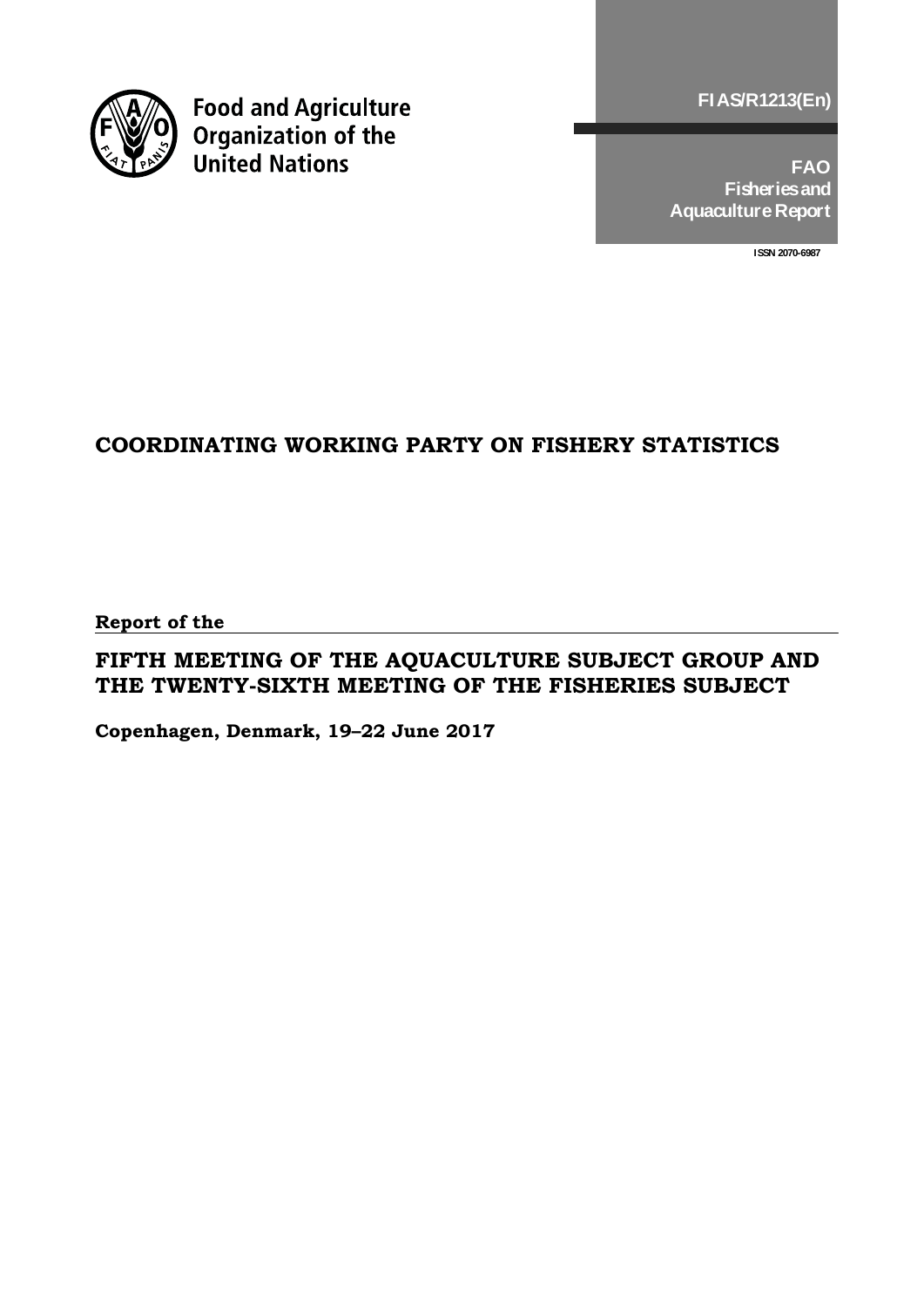Food and Agriculture Organization of the United Nations

FIAS/R1213(En)

FAO Fisheries and Aquaculture Report

ISSN 2070-6987

# COORDINATING WORKING PARTY ON FISHERY STATISTICS

**Report of the**

# FIFTH MEETING OF THE AQUACULTURE SUBJECT GROUP AND THE TWENTY-SIXTH MEETING OF THE FISHERIES SUBJECT

**Copenhagen, Denmark, 19–22 June 2017**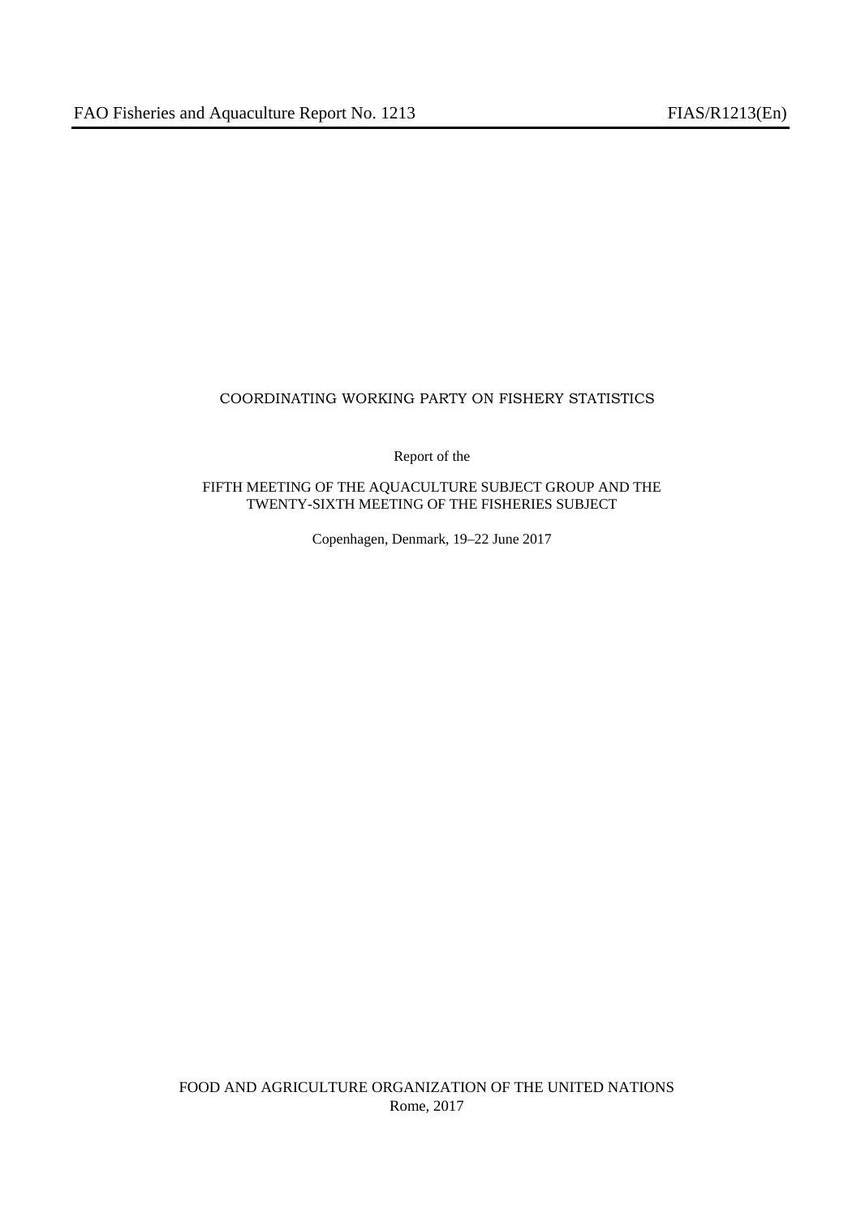COORDINATING WORKING PARTY ON FISHERY STATISTICS

Report of the

FIFTH MEETING OF THE AQUACULTURE SUBJECT GROUP AND THE TWENTY-SIXTH MEETING OF THE FISHERIES SUBJECT

Copenhagen, Denmark, 19–22 June 2017

FOOD AND AGRICULTURE ORGANIZATION OF THE UNITED NATIONS
Rome, 2017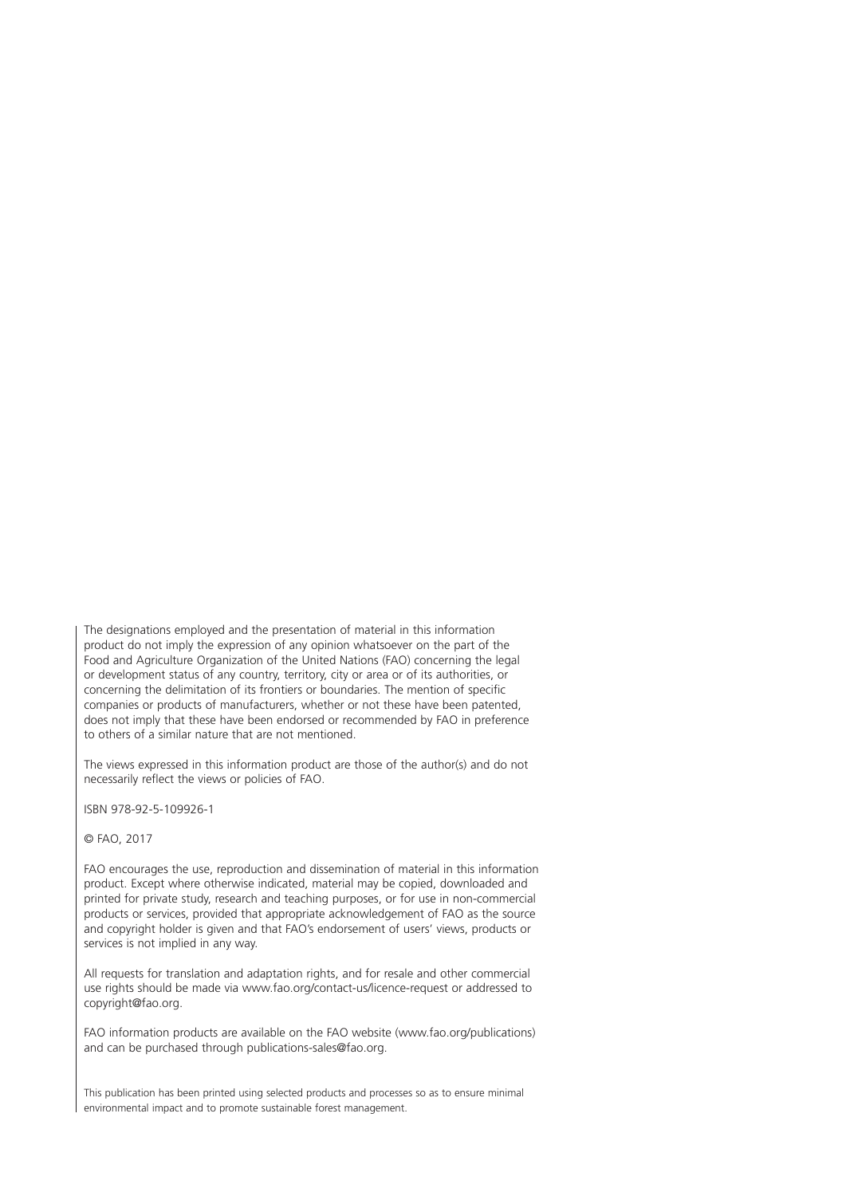The designations employed and the presentation of material in this information product do not imply the expression of any opinion whatsoever on the part of the Food and Agriculture Organization of the United Nations (FAO) concerning the legal or development status of any country, territory, city or area or of its authorities, or concerning the delimitation of its frontiers or boundaries. The mention of specific companies or products of manufacturers, whether or not these have been patented, does not imply that these have been endorsed or recommended by FAO in preference to others of a similar nature that are not mentioned.

The views expressed in this information product are those of the author(s) and do not necessarily reflect the views or policies of FAO.

ISBN 978-92-5-109926-1

© FAO, 2017

FAO encourages the use, reproduction and dissemination of material in this information product. Except where otherwise indicated, material may be copied, downloaded and printed for private study, research and teaching purposes, or for use in non-commercial products or services, provided that appropriate acknowledgement of FAO as the source and copyright holder is given and that FAO's endorsement of users' views, products or services is not implied in any way.

All requests for translation and adaptation rights, and for resale and other commercial use rights should be made via www.fao.org/contact-us/licence-request or addressed to copyright@fao.org.

FAO information products are available on the FAO website (www.fao.org/publications) and can be purchased through publications-sales@fao.org.

This publication has been printed using selected products and processes so as to ensure minimal environmental impact and to promote sustainable forest management.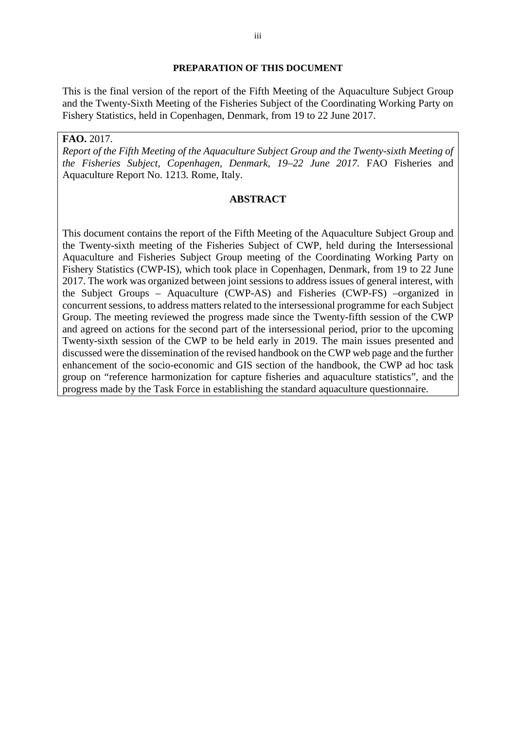## PREPARATION OF THIS DOCUMENT

This is the final version of the report of the Fifth Meeting of the Aquaculture Subject Group and the Twenty-Sixth Meeting of the Fisheries Subject of the Coordinating Working Party on Fishery Statistics, held in Copenhagen, Denmark, from 19 to 22 June 2017.

**FAO.** 2017.
*Report of the Fifth Meeting of the Aquaculture Subject Group and the Twenty-sixth Meeting of the Fisheries Subject, Copenhagen, Denmark, 19–22 June 2017.* FAO Fisheries and Aquaculture Report No. 1213. Rome, Italy.

## ABSTRACT

This document contains the report of the Fifth Meeting of the Aquaculture Subject Group and the Twenty-sixth meeting of the Fisheries Subject of CWP, held during the Intersessional Aquaculture and Fisheries Subject Group meeting of the Coordinating Working Party on Fishery Statistics (CWP-IS), which took place in Copenhagen, Denmark, from 19 to 22 June 2017. The work was organized between joint sessions to address issues of general interest, with the Subject Groups – Aquaculture (CWP-AS) and Fisheries (CWP-FS) –organized in concurrent sessions, to address matters related to the intersessional programme for each Subject Group. The meeting reviewed the progress made since the Twenty-fifth session of the CWP and agreed on actions for the second part of the intersessional period, prior to the upcoming Twenty-sixth session of the CWP to be held early in 2019. The main issues presented and discussed were the dissemination of the revised handbook on the CWP web page and the further enhancement of the socio-economic and GIS section of the handbook, the CWP ad hoc task group on "reference harmonization for capture fisheries and aquaculture statistics", and the progress made by the Task Force in establishing the standard aquaculture questionnaire.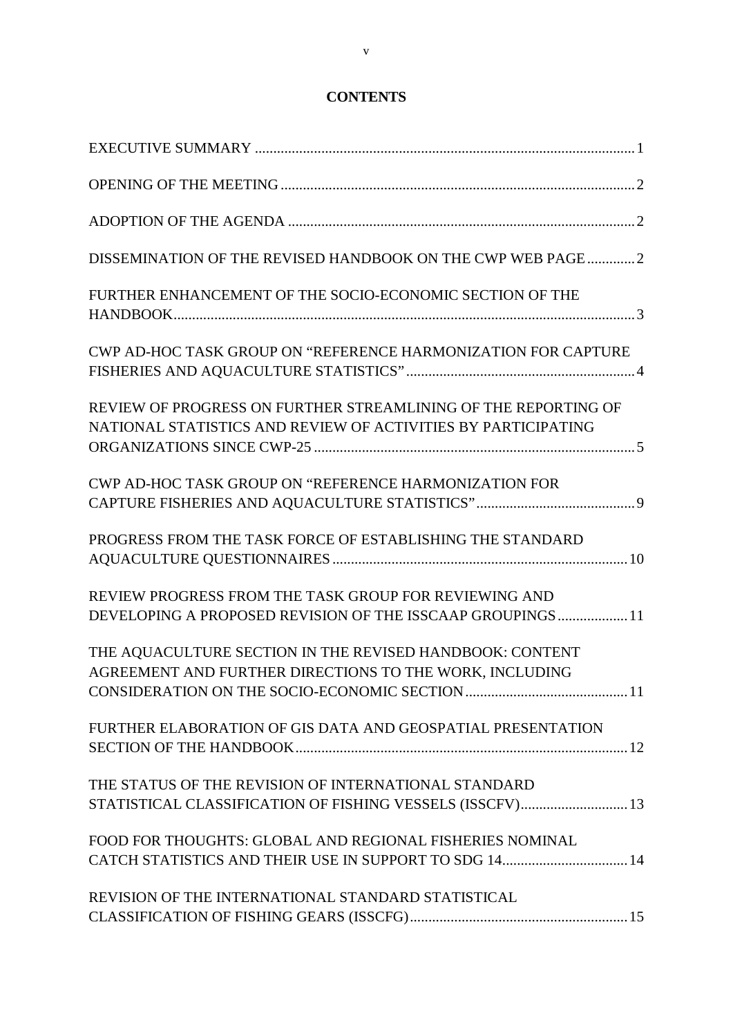# CONTENTS

EXECUTIVE SUMMARY ........................................................................................................ 1

OPENING OF THE MEETING ............................................................................................... 2

ADOPTION OF THE AGENDA ............................................................................................. 2

DISSEMINATION OF THE REVISED HANDBOOK ON THE CWP WEB PAGE ............. 2

FURTHER ENHANCEMENT OF THE SOCIO-ECONOMIC SECTION OF THE HANDBOOK ........................................................................................................................... 3

CWP AD-HOC TASK GROUP ON "REFERENCE HARMONIZATION FOR CAPTURE FISHERIES AND AQUACULTURE STATISTICS" .............................................................. 4

REVIEW OF PROGRESS ON FURTHER STREAMLINING OF THE REPORTING OF NATIONAL STATISTICS AND REVIEW OF ACTIVITIES BY PARTICIPATING ORGANIZATIONS SINCE CWP-25 ...................................................................................... 5

CWP AD-HOC TASK GROUP ON "REFERENCE HARMONIZATION FOR CAPTURE FISHERIES AND AQUACULTURE STATISTICS" ........................................... 9

PROGRESS FROM THE TASK FORCE OF ESTABLISHING THE STANDARD AQUACULTURE QUESTIONNAIRES ............................................................................... 10

REVIEW PROGRESS FROM THE TASK GROUP FOR REVIEWING AND DEVELOPING A PROPOSED REVISION OF THE ISSCAAP GROUPINGS ................... 11

THE AQUACULTURE SECTION IN THE REVISED HANDBOOK: CONTENT AGREEMENT AND FURTHER DIRECTIONS TO THE WORK, INCLUDING CONSIDERATION ON THE SOCIO-ECONOMIC SECTION ............................................ 11

FURTHER ELABORATION OF GIS DATA AND GEOSPATIAL PRESENTATION SECTION OF THE HANDBOOK ......................................................................................... 12

THE STATUS OF THE REVISION OF INTERNATIONAL STANDARD STATISTICAL CLASSIFICATION OF FISHING VESSELS (ISSCFV) ............................. 13

FOOD FOR THOUGHTS: GLOBAL AND REGIONAL FISHERIES NOMINAL CATCH STATISTICS AND THEIR USE IN SUPPORT TO SDG 14 .................................. 14

REVISION OF THE INTERNATIONAL STANDARD STATISTICAL CLASSIFICATION OF FISHING GEARS (ISSCFG) .......................................................... 15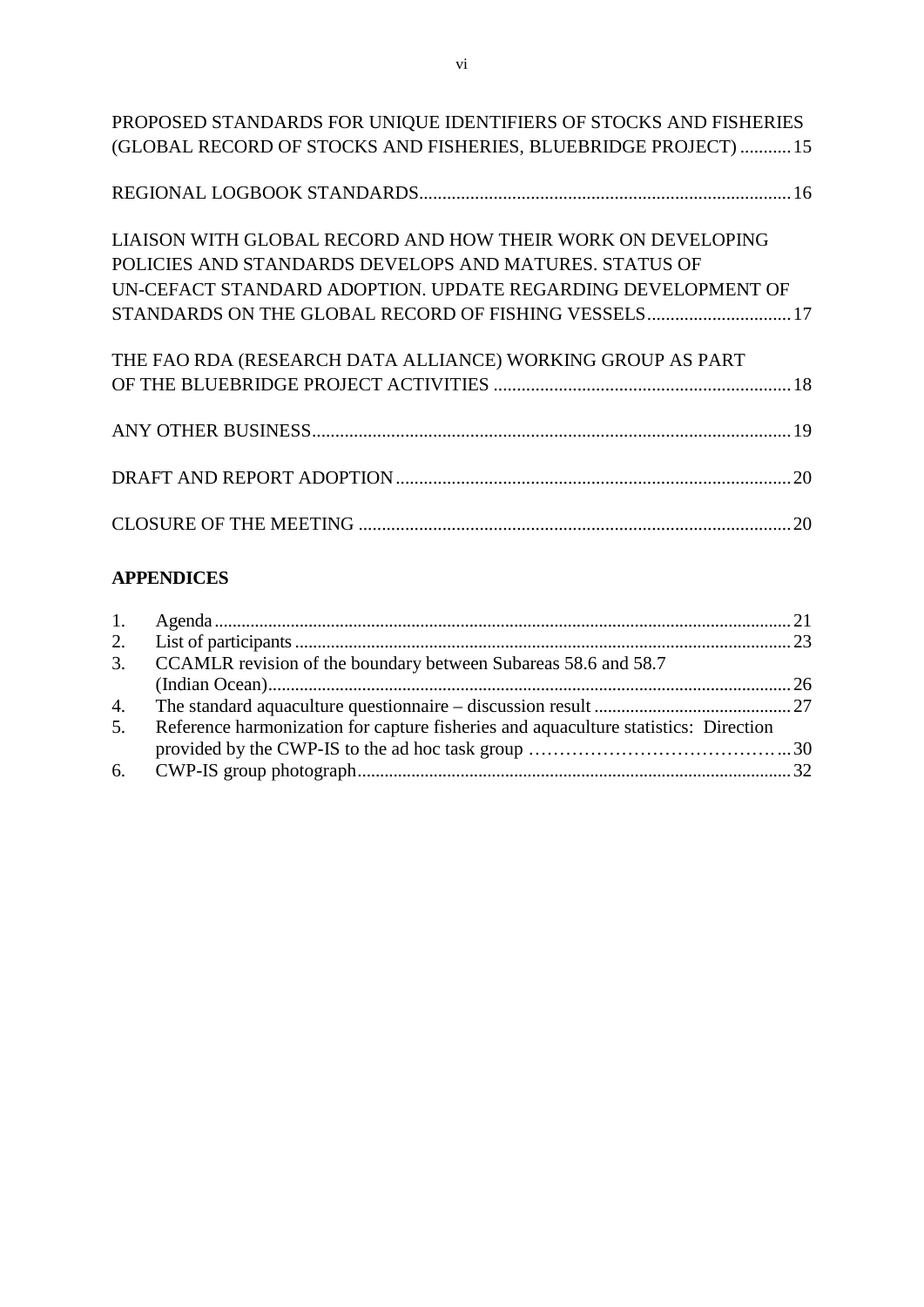PROPOSED STANDARDS FOR UNIQUE IDENTIFIERS OF STOCKS AND FISHERIES (GLOBAL RECORD OF STOCKS AND FISHERIES, BLUEBRIDGE PROJECT) ........... 15

REGIONAL LOGBOOK STANDARDS................................................................................ 16

LIAISON WITH GLOBAL RECORD AND HOW THEIR WORK ON DEVELOPING POLICIES AND STANDARDS DEVELOPS AND MATURES. STATUS OF UN-CEFACT STANDARD ADOPTION. UPDATE REGARDING DEVELOPMENT OF STANDARDS ON THE GLOBAL RECORD OF FISHING VESSELS............................... 17

THE FAO RDA (RESEARCH DATA ALLIANCE) WORKING GROUP AS PART OF THE BLUEBRIDGE PROJECT ACTIVITIES ................................................................ 18

ANY OTHER BUSINESS....................................................................................................... 19

DRAFT AND REPORT ADOPTION.................................................................................... 20

CLOSURE OF THE MEETING ............................................................................................. 20

**APPENDICES**

1. Agenda................................................................................................................................ 21
2. List of participants .............................................................................................................. 23
3. CCAMLR revision of the boundary between Subareas 58.6 and 58.7 (Indian Ocean).................................................................................................................... 26
4. The standard aquaculture questionnaire – discussion result ............................................ 27
5. Reference harmonization for capture fisheries and aquaculture statistics: Direction provided by the CWP-IS to the ad hoc task group …………………………………...30
6. CWP-IS group photograph................................................................................................. 32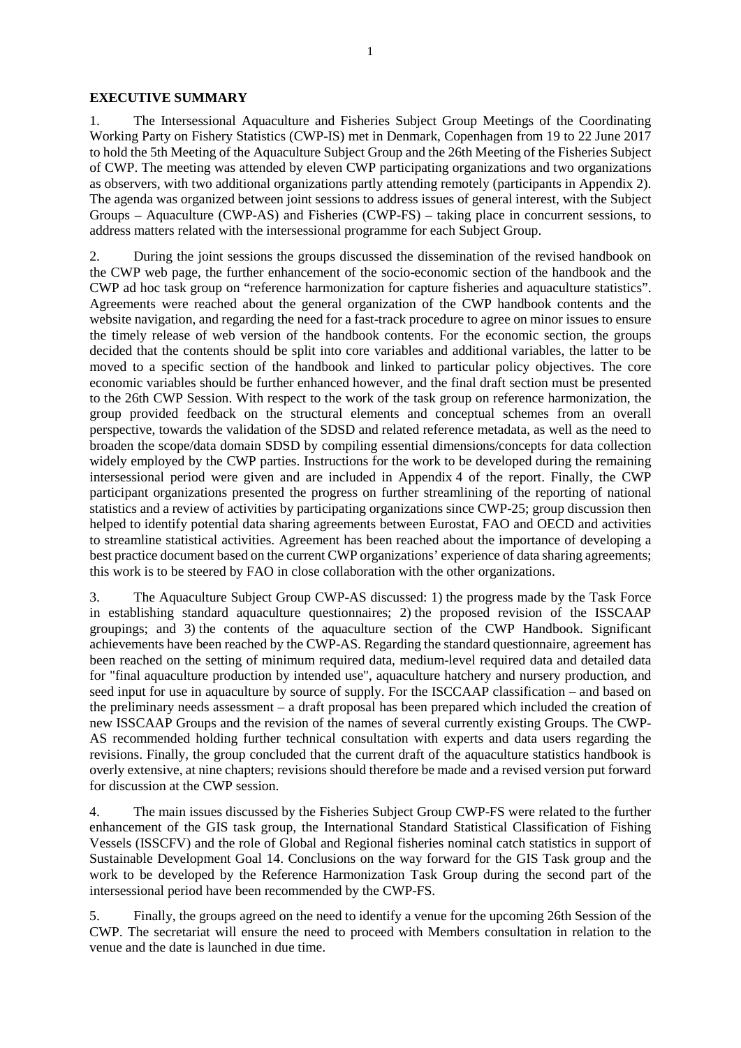## EXECUTIVE SUMMARY

1. The Intersessional Aquaculture and Fisheries Subject Group Meetings of the Coordinating Working Party on Fishery Statistics (CWP-IS) met in Denmark, Copenhagen from 19 to 22 June 2017 to hold the 5th Meeting of the Aquaculture Subject Group and the 26th Meeting of the Fisheries Subject of CWP. The meeting was attended by eleven CWP participating organizations and two organizations as observers, with two additional organizations partly attending remotely (participants in Appendix 2). The agenda was organized between joint sessions to address issues of general interest, with the Subject Groups – Aquaculture (CWP-AS) and Fisheries (CWP-FS) – taking place in concurrent sessions, to address matters related with the intersessional programme for each Subject Group.

2. During the joint sessions the groups discussed the dissemination of the revised handbook on the CWP web page, the further enhancement of the socio-economic section of the handbook and the CWP ad hoc task group on "reference harmonization for capture fisheries and aquaculture statistics". Agreements were reached about the general organization of the CWP handbook contents and the website navigation, and regarding the need for a fast-track procedure to agree on minor issues to ensure the timely release of web version of the handbook contents. For the economic section, the groups decided that the contents should be split into core variables and additional variables, the latter to be moved to a specific section of the handbook and linked to particular policy objectives. The core economic variables should be further enhanced however, and the final draft section must be presented to the 26th CWP Session. With respect to the work of the task group on reference harmonization, the group provided feedback on the structural elements and conceptual schemes from an overall perspective, towards the validation of the SDSD and related reference metadata, as well as the need to broaden the scope/data domain SDSD by compiling essential dimensions/concepts for data collection widely employed by the CWP parties. Instructions for the work to be developed during the remaining intersessional period were given and are included in Appendix 4 of the report. Finally, the CWP participant organizations presented the progress on further streamlining of the reporting of national statistics and a review of activities by participating organizations since CWP-25; group discussion then helped to identify potential data sharing agreements between Eurostat, FAO and OECD and activities to streamline statistical activities. Agreement has been reached about the importance of developing a best practice document based on the current CWP organizations' experience of data sharing agreements; this work is to be steered by FAO in close collaboration with the other organizations.

3. The Aquaculture Subject Group CWP-AS discussed: 1) the progress made by the Task Force in establishing standard aquaculture questionnaires; 2) the proposed revision of the ISSCAAP groupings; and 3) the contents of the aquaculture section of the CWP Handbook. Significant achievements have been reached by the CWP-AS. Regarding the standard questionnaire, agreement has been reached on the setting of minimum required data, medium-level required data and detailed data for "final aquaculture production by intended use", aquaculture hatchery and nursery production, and seed input for use in aquaculture by source of supply. For the ISCCAAP classification – and based on the preliminary needs assessment – a draft proposal has been prepared which included the creation of new ISSCAAP Groups and the revision of the names of several currently existing Groups. The CWP-AS recommended holding further technical consultation with experts and data users regarding the revisions. Finally, the group concluded that the current draft of the aquaculture statistics handbook is overly extensive, at nine chapters; revisions should therefore be made and a revised version put forward for discussion at the CWP session.

4. The main issues discussed by the Fisheries Subject Group CWP-FS were related to the further enhancement of the GIS task group, the International Standard Statistical Classification of Fishing Vessels (ISSCFV) and the role of Global and Regional fisheries nominal catch statistics in support of Sustainable Development Goal 14. Conclusions on the way forward for the GIS Task group and the work to be developed by the Reference Harmonization Task Group during the second part of the intersessional period have been recommended by the CWP-FS.

5. Finally, the groups agreed on the need to identify a venue for the upcoming 26th Session of the CWP. The secretariat will ensure the need to proceed with Members consultation in relation to the venue and the date is launched in due time.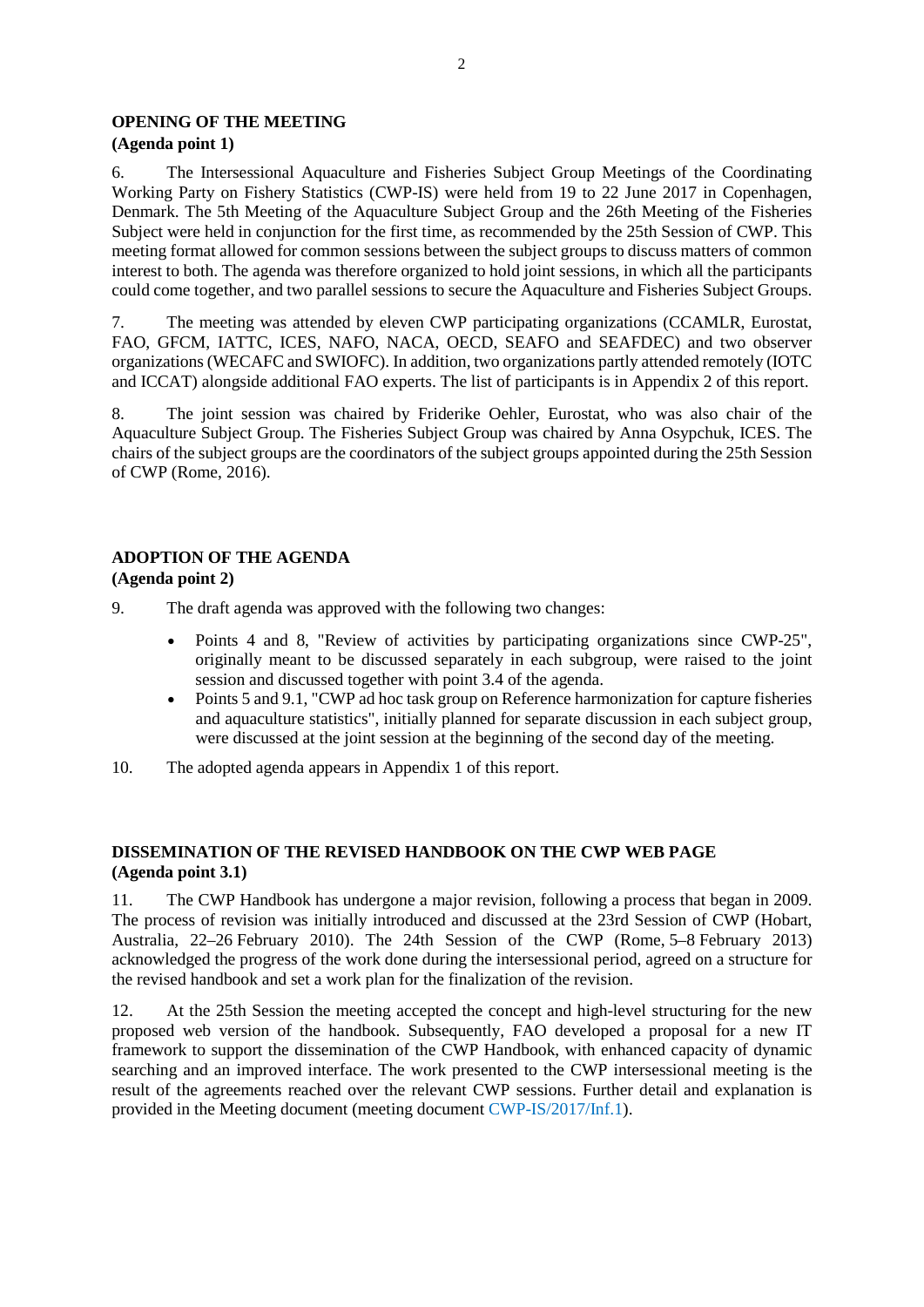## OPENING OF THE MEETING
**(Agenda point 1)**

6. The Intersessional Aquaculture and Fisheries Subject Group Meetings of the Coordinating Working Party on Fishery Statistics (CWP-IS) were held from 19 to 22 June 2017 in Copenhagen, Denmark. The 5th Meeting of the Aquaculture Subject Group and the 26th Meeting of the Fisheries Subject were held in conjunction for the first time, as recommended by the 25th Session of CWP. This meeting format allowed for common sessions between the subject groups to discuss matters of common interest to both. The agenda was therefore organized to hold joint sessions, in which all the participants could come together, and two parallel sessions to secure the Aquaculture and Fisheries Subject Groups.

7. The meeting was attended by eleven CWP participating organizations (CCAMLR, Eurostat, FAO, GFCM, IATTC, ICES, NAFO, NACA, OECD, SEAFO and SEAFDEC) and two observer organizations (WECAFC and SWIOFC). In addition, two organizations partly attended remotely (IOTC and ICCAT) alongside additional FAO experts. The list of participants is in Appendix 2 of this report.

8. The joint session was chaired by Friderike Oehler, Eurostat, who was also chair of the Aquaculture Subject Group. The Fisheries Subject Group was chaired by Anna Osypchuk, ICES. The chairs of the subject groups are the coordinators of the subject groups appointed during the 25th Session of CWP (Rome, 2016).

## ADOPTION OF THE AGENDA
**(Agenda point 2)**

9. The draft agenda was approved with the following two changes:

- Points 4 and 8, "Review of activities by participating organizations since CWP-25", originally meant to be discussed separately in each subgroup, were raised to the joint session and discussed together with point 3.4 of the agenda.
- Points 5 and 9.1, "CWP ad hoc task group on Reference harmonization for capture fisheries and aquaculture statistics", initially planned for separate discussion in each subject group, were discussed at the joint session at the beginning of the second day of the meeting.

10. The adopted agenda appears in Appendix 1 of this report.

## DISSEMINATION OF THE REVISED HANDBOOK ON THE CWP WEB PAGE
**(Agenda point 3.1)**

11. The CWP Handbook has undergone a major revision, following a process that began in 2009. The process of revision was initially introduced and discussed at the 23rd Session of CWP (Hobart, Australia, 22–26 February 2010). The 24th Session of the CWP (Rome, 5–8 February 2013) acknowledged the progress of the work done during the intersessional period, agreed on a structure for the revised handbook and set a work plan for the finalization of the revision.

12. At the 25th Session the meeting accepted the concept and high-level structuring for the new proposed web version of the handbook. Subsequently, FAO developed a proposal for a new IT framework to support the dissemination of the CWP Handbook, with enhanced capacity of dynamic searching and an improved interface. The work presented to the CWP intersessional meeting is the result of the agreements reached over the relevant CWP sessions. Further detail and explanation is provided in the Meeting document (meeting document CWP-IS/2017/Inf.1).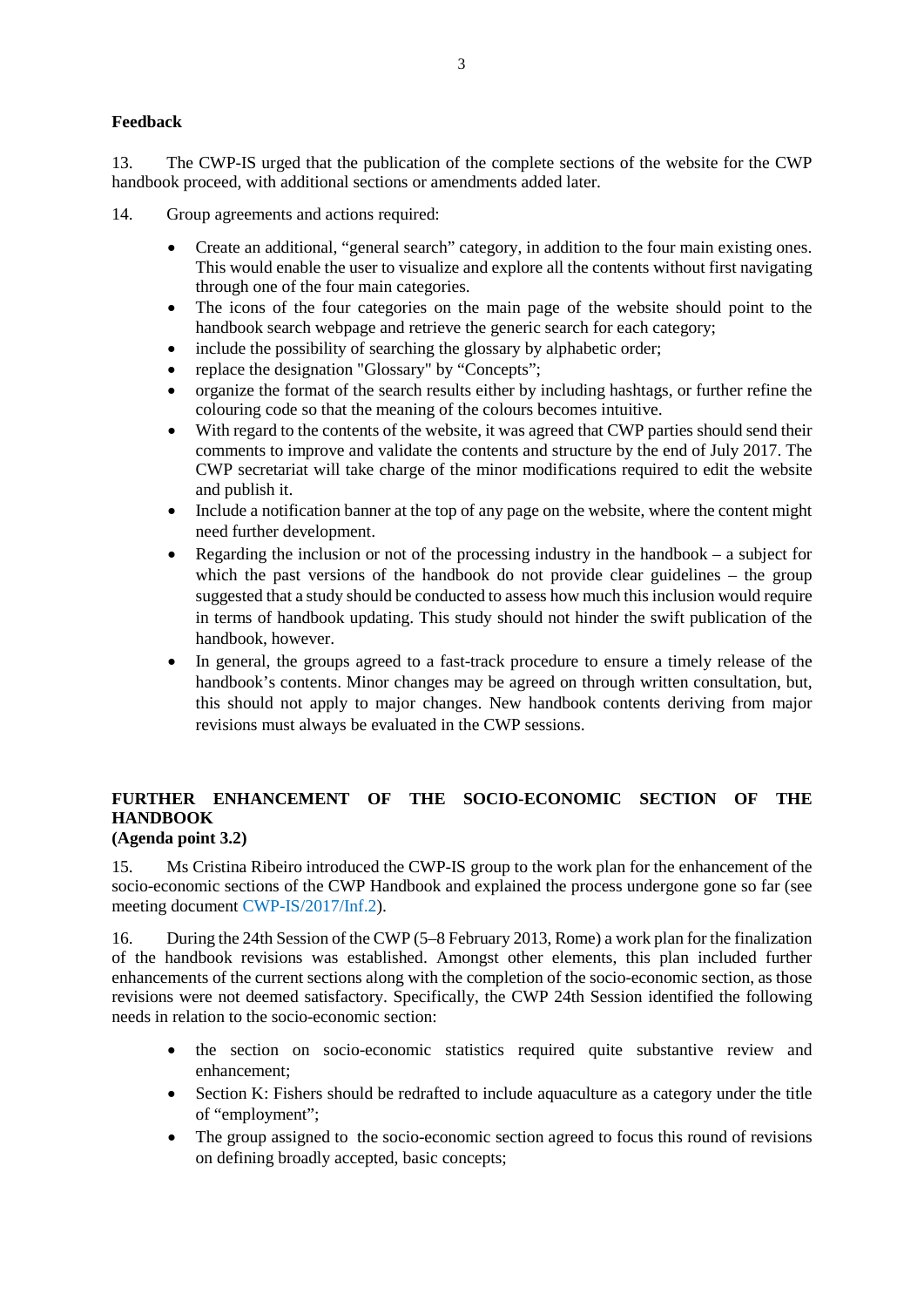**Feedback**

13. The CWP-IS urged that the publication of the complete sections of the website for the CWP handbook proceed, with additional sections or amendments added later.

14. Group agreements and actions required:

- Create an additional, "general search" category, in addition to the four main existing ones. This would enable the user to visualize and explore all the contents without first navigating through one of the four main categories.
- The icons of the four categories on the main page of the website should point to the handbook search webpage and retrieve the generic search for each category;
- include the possibility of searching the glossary by alphabetic order;
- replace the designation "Glossary" by "Concepts";
- organize the format of the search results either by including hashtags, or further refine the colouring code so that the meaning of the colours becomes intuitive.
- With regard to the contents of the website, it was agreed that CWP parties should send their comments to improve and validate the contents and structure by the end of July 2017. The CWP secretariat will take charge of the minor modifications required to edit the website and publish it.
- Include a notification banner at the top of any page on the website, where the content might need further development.
- Regarding the inclusion or not of the processing industry in the handbook – a subject for which the past versions of the handbook do not provide clear guidelines – the group suggested that a study should be conducted to assess how much this inclusion would require in terms of handbook updating. This study should not hinder the swift publication of the handbook, however.
- In general, the groups agreed to a fast-track procedure to ensure a timely release of the handbook's contents. Minor changes may be agreed on through written consultation, but, this should not apply to major changes. New handbook contents deriving from major revisions must always be evaluated in the CWP sessions.

## FURTHER ENHANCEMENT OF THE SOCIO-ECONOMIC SECTION OF THE HANDBOOK
**(Agenda point 3.2)**

15. Ms Cristina Ribeiro introduced the CWP-IS group to the work plan for the enhancement of the socio-economic sections of the CWP Handbook and explained the process undergone gone so far (see meeting document CWP-IS/2017/Inf.2).

16. During the 24th Session of the CWP (5–8 February 2013, Rome) a work plan for the finalization of the handbook revisions was established. Amongst other elements, this plan included further enhancements of the current sections along with the completion of the socio-economic section, as those revisions were not deemed satisfactory. Specifically, the CWP 24th Session identified the following needs in relation to the socio-economic section:

- the section on socio-economic statistics required quite substantive review and enhancement;
- Section K: Fishers should be redrafted to include aquaculture as a category under the title of "employment";
- The group assigned to the socio-economic section agreed to focus this round of revisions on defining broadly accepted, basic concepts;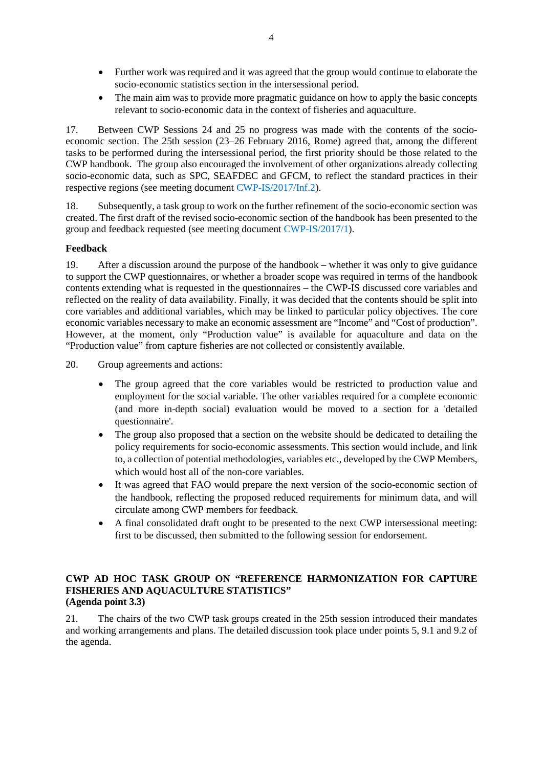- Further work was required and it was agreed that the group would continue to elaborate the socio-economic statistics section in the intersessional period.
- The main aim was to provide more pragmatic guidance on how to apply the basic concepts relevant to socio-economic data in the context of fisheries and aquaculture.

17. Between CWP Sessions 24 and 25 no progress was made with the contents of the socio-economic section. The 25th session (23–26 February 2016, Rome) agreed that, among the different tasks to be performed during the intersessional period, the first priority should be those related to the CWP handbook. The group also encouraged the involvement of other organizations already collecting socio-economic data, such as SPC, SEAFDEC and GFCM, to reflect the standard practices in their respective regions (see meeting document CWP-IS/2017/Inf.2).

18. Subsequently, a task group to work on the further refinement of the socio-economic section was created. The first draft of the revised socio-economic section of the handbook has been presented to the group and feedback requested (see meeting document CWP-IS/2017/1).

**Feedback**

19. After a discussion around the purpose of the handbook – whether it was only to give guidance to support the CWP questionnaires, or whether a broader scope was required in terms of the handbook contents extending what is requested in the questionnaires – the CWP-IS discussed core variables and reflected on the reality of data availability. Finally, it was decided that the contents should be split into core variables and additional variables, which may be linked to particular policy objectives. The core economic variables necessary to make an economic assessment are “Income” and “Cost of production”. However, at the moment, only “Production value” is available for aquaculture and data on the “Production value” from capture fisheries are not collected or consistently available.

20. Group agreements and actions:

- The group agreed that the core variables would be restricted to production value and employment for the social variable. The other variables required for a complete economic (and more in-depth social) evaluation would be moved to a section for a 'detailed questionnaire'.
- The group also proposed that a section on the website should be dedicated to detailing the policy requirements for socio-economic assessments. This section would include, and link to, a collection of potential methodologies, variables etc., developed by the CWP Members, which would host all of the non-core variables.
- It was agreed that FAO would prepare the next version of the socio-economic section of the handbook, reflecting the proposed reduced requirements for minimum data, and will circulate among CWP members for feedback.
- A final consolidated draft ought to be presented to the next CWP intersessional meeting: first to be discussed, then submitted to the following session for endorsement.

## CWP AD HOC TASK GROUP ON “REFERENCE HARMONIZATION FOR CAPTURE FISHERIES AND AQUACULTURE STATISTICS” (Agenda point 3.3)

21. The chairs of the two CWP task groups created in the 25th session introduced their mandates and working arrangements and plans. The detailed discussion took place under points 5, 9.1 and 9.2 of the agenda.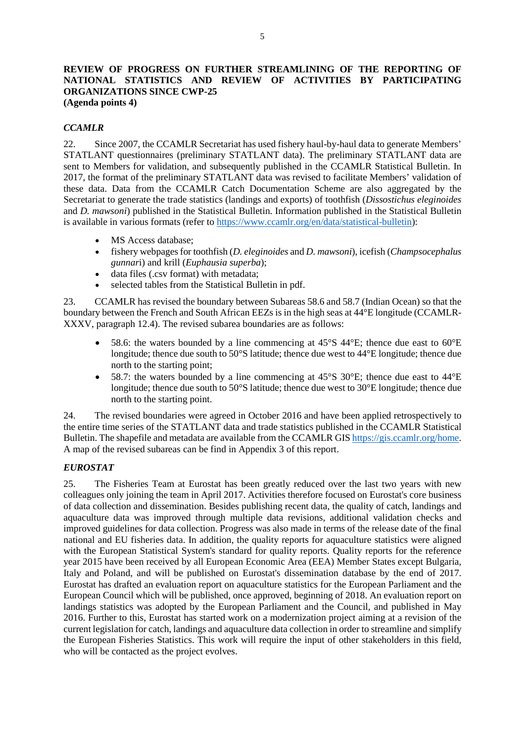**REVIEW OF PROGRESS ON FURTHER STREAMLINING OF THE REPORTING OF NATIONAL STATISTICS AND REVIEW OF ACTIVITIES BY PARTICIPATING ORGANIZATIONS SINCE CWP-25**
**(Agenda points 4)**

### *CCAMLR*

22. Since 2007, the CCAMLR Secretariat has used fishery haul-by-haul data to generate Members' STATLANT questionnaires (preliminary STATLANT data). The preliminary STATLANT data are sent to Members for validation, and subsequently published in the CCAMLR Statistical Bulletin. In 2017, the format of the preliminary STATLANT data was revised to facilitate Members' validation of these data. Data from the CCAMLR Catch Documentation Scheme are also aggregated by the Secretariat to generate the trade statistics (landings and exports) of toothfish (*Dissostichus eleginoides* and *D. mawsoni*) published in the Statistical Bulletin. Information published in the Statistical Bulletin is available in various formats (refer to https://www.ccamlr.org/en/data/statistical-bulletin):

- MS Access database;
- fishery webpages for toothfish (*D. eleginoides* and *D. mawsoni*), icefish (*Champsocephalus gunnar*i) and krill (*Euphausia superba*);
- data files (.csv format) with metadata;
- selected tables from the Statistical Bulletin in pdf.

23. CCAMLR has revised the boundary between Subareas 58.6 and 58.7 (Indian Ocean) so that the boundary between the French and South African EEZs is in the high seas at 44°E longitude (CCAMLR-XXXV, paragraph 12.4). The revised subarea boundaries are as follows:

- 58.6: the waters bounded by a line commencing at 45°S 44°E; thence due east to 60°E longitude; thence due south to 50°S latitude; thence due west to 44°E longitude; thence due north to the starting point;
- 58.7: the waters bounded by a line commencing at 45°S 30°E; thence due east to 44°E longitude; thence due south to 50°S latitude; thence due west to 30°E longitude; thence due north to the starting point.

24. The revised boundaries were agreed in October 2016 and have been applied retrospectively to the entire time series of the STATLANT data and trade statistics published in the CCAMLR Statistical Bulletin. The shapefile and metadata are available from the CCAMLR GIS https://gis.ccamlr.org/home. A map of the revised subareas can be find in Appendix 3 of this report.

### *EUROSTAT*

25. The Fisheries Team at Eurostat has been greatly reduced over the last two years with new colleagues only joining the team in April 2017. Activities therefore focused on Eurostat's core business of data collection and dissemination. Besides publishing recent data, the quality of catch, landings and aquaculture data was improved through multiple data revisions, additional validation checks and improved guidelines for data collection. Progress was also made in terms of the release date of the final national and EU fisheries data. In addition, the quality reports for aquaculture statistics were aligned with the European Statistical System's standard for quality reports. Quality reports for the reference year 2015 have been received by all European Economic Area (EEA) Member States except Bulgaria, Italy and Poland, and will be published on Eurostat's dissemination database by the end of 2017. Eurostat has drafted an evaluation report on aquaculture statistics for the European Parliament and the European Council which will be published, once approved, beginning of 2018. An evaluation report on landings statistics was adopted by the European Parliament and the Council, and published in May 2016. Further to this, Eurostat has started work on a modernization project aiming at a revision of the current legislation for catch, landings and aquaculture data collection in order to streamline and simplify the European Fisheries Statistics. This work will require the input of other stakeholders in this field, who will be contacted as the project evolves.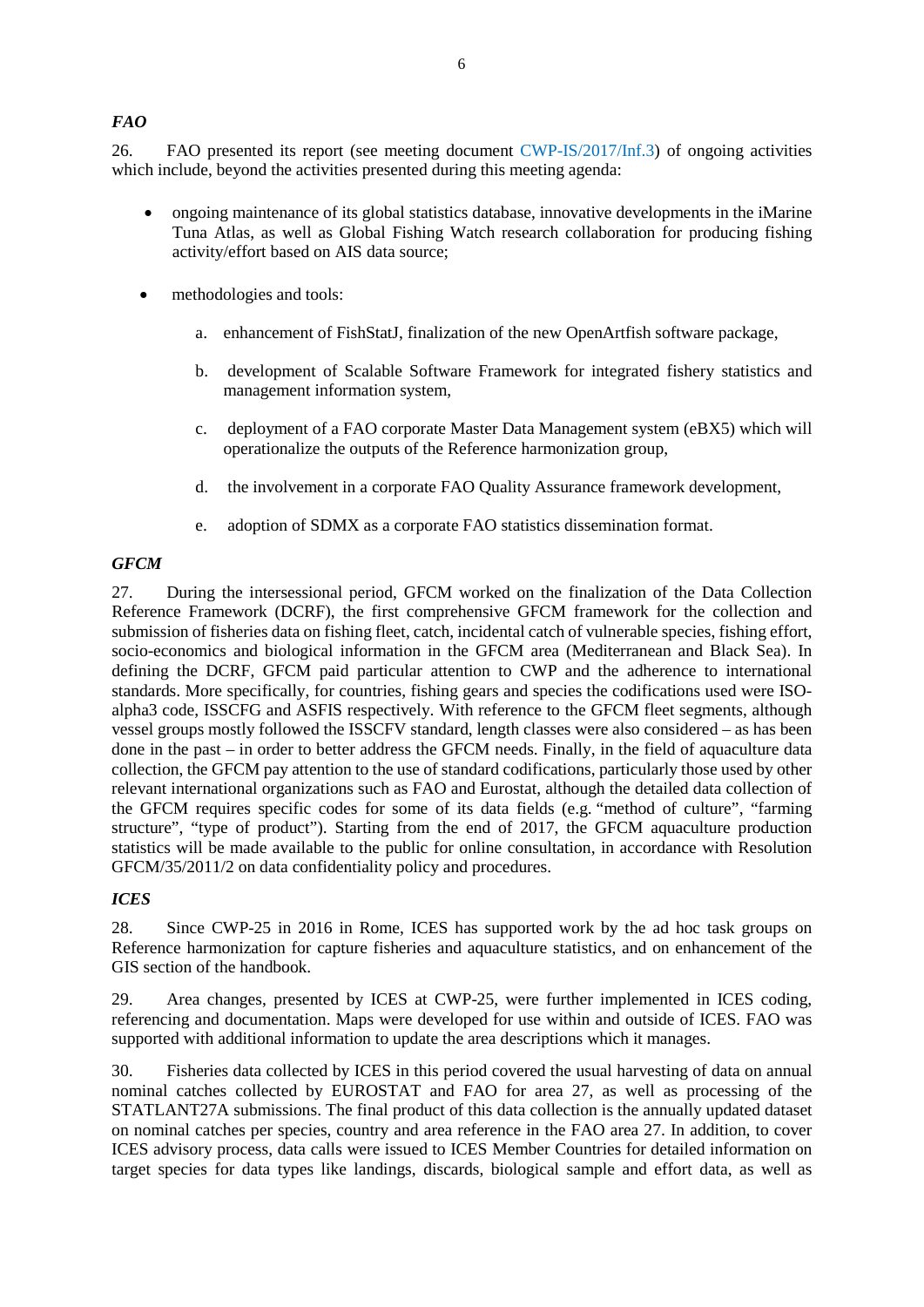***FAO***

26. FAO presented its report (see meeting document CWP-IS/2017/Inf.3) of ongoing activities which include, beyond the activities presented during this meeting agenda:

- ongoing maintenance of its global statistics database, innovative developments in the iMarine Tuna Atlas, as well as Global Fishing Watch research collaboration for producing fishing activity/effort based on AIS data source;

- methodologies and tools:

    a. enhancement of FishStatJ, finalization of the new OpenArtfish software package,

    b. development of Scalable Software Framework for integrated fishery statistics and management information system,

    c. deployment of a FAO corporate Master Data Management system (eBX5) which will operationalize the outputs of the Reference harmonization group,

    d. the involvement in a corporate FAO Quality Assurance framework development,

    e. adoption of SDMX as a corporate FAO statistics dissemination format.

***GFCM***

27. During the intersessional period, GFCM worked on the finalization of the Data Collection Reference Framework (DCRF), the first comprehensive GFCM framework for the collection and submission of fisheries data on fishing fleet, catch, incidental catch of vulnerable species, fishing effort, socio-economics and biological information in the GFCM area (Mediterranean and Black Sea). In defining the DCRF, GFCM paid particular attention to CWP and the adherence to international standards. More specifically, for countries, fishing gears and species the codifications used were ISO-alpha3 code, ISSCFG and ASFIS respectively. With reference to the GFCM fleet segments, although vessel groups mostly followed the ISSCFV standard, length classes were also considered – as has been done in the past – in order to better address the GFCM needs. Finally, in the field of aquaculture data collection, the GFCM pay attention to the use of standard codifications, particularly those used by other relevant international organizations such as FAO and Eurostat, although the detailed data collection of the GFCM requires specific codes for some of its data fields (e.g. "method of culture", "farming structure", "type of product"). Starting from the end of 2017, the GFCM aquaculture production statistics will be made available to the public for online consultation, in accordance with Resolution GFCM/35/2011/2 on data confidentiality policy and procedures.

***ICES***

28. Since CWP-25 in 2016 in Rome, ICES has supported work by the ad hoc task groups on Reference harmonization for capture fisheries and aquaculture statistics, and on enhancement of the GIS section of the handbook.

29. Area changes, presented by ICES at CWP-25, were further implemented in ICES coding, referencing and documentation. Maps were developed for use within and outside of ICES. FAO was supported with additional information to update the area descriptions which it manages.

30. Fisheries data collected by ICES in this period covered the usual harvesting of data on annual nominal catches collected by EUROSTAT and FAO for area 27, as well as processing of the STATLANT27A submissions. The final product of this data collection is the annually updated dataset on nominal catches per species, country and area reference in the FAO area 27. In addition, to cover ICES advisory process, data calls were issued to ICES Member Countries for detailed information on target species for data types like landings, discards, biological sample and effort data, as well as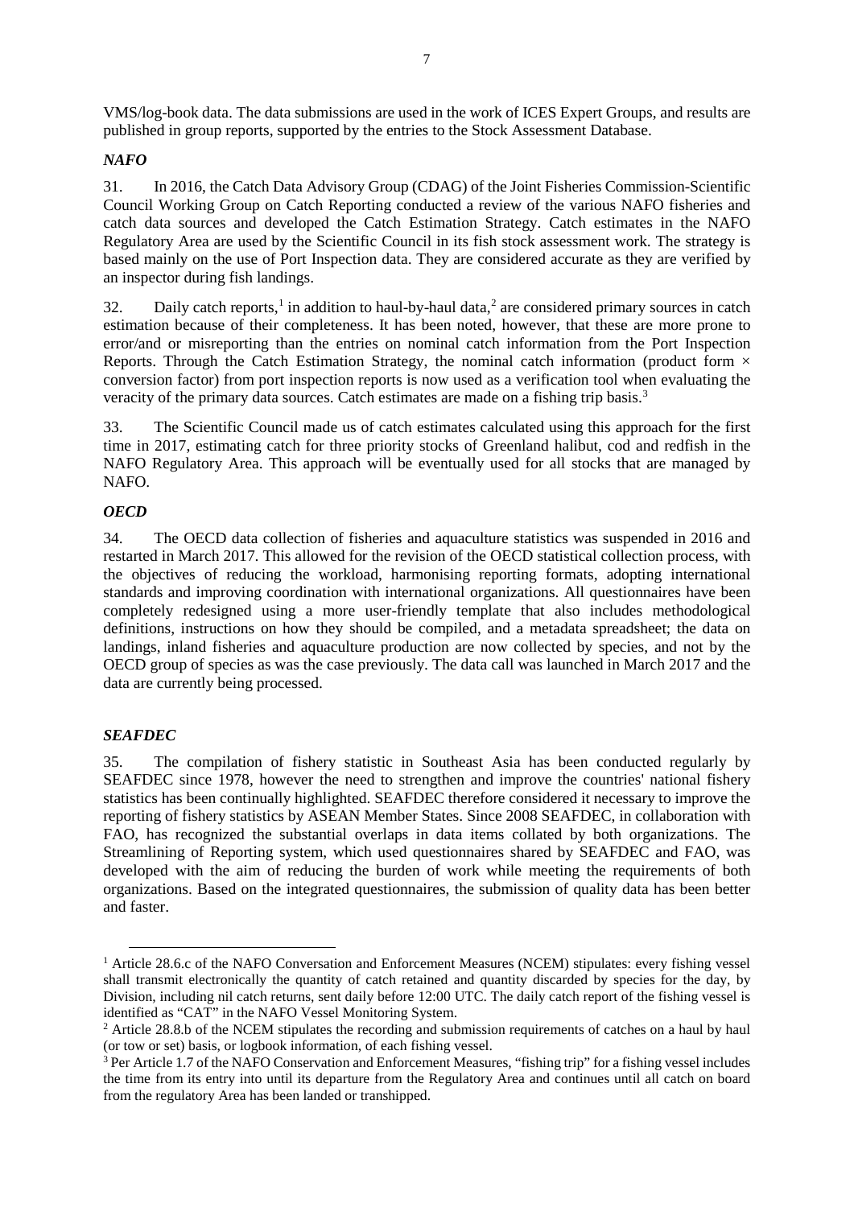VMS/log-book data. The data submissions are used in the work of ICES Expert Groups, and results are published in group reports, supported by the entries to the Stock Assessment Database.

### *NAFO*

31. In 2016, the Catch Data Advisory Group (CDAG) of the Joint Fisheries Commission-Scientific Council Working Group on Catch Reporting conducted a review of the various NAFO fisheries and catch data sources and developed the Catch Estimation Strategy. Catch estimates in the NAFO Regulatory Area are used by the Scientific Council in its fish stock assessment work. The strategy is based mainly on the use of Port Inspection data. They are considered accurate as they are verified by an inspector during fish landings.

32. Daily catch reports,[1] in addition to haul-by-haul data,[2] are considered primary sources in catch estimation because of their completeness. It has been noted, however, that these are more prone to error/and or misreporting than the entries on nominal catch information from the Port Inspection Reports. Through the Catch Estimation Strategy, the nominal catch information (product form × conversion factor) from port inspection reports is now used as a verification tool when evaluating the veracity of the primary data sources. Catch estimates are made on a fishing trip basis.[3]

33. The Scientific Council made us of catch estimates calculated using this approach for the first time in 2017, estimating catch for three priority stocks of Greenland halibut, cod and redfish in the NAFO Regulatory Area. This approach will be eventually used for all stocks that are managed by NAFO.

### *OECD*

34. The OECD data collection of fisheries and aquaculture statistics was suspended in 2016 and restarted in March 2017. This allowed for the revision of the OECD statistical collection process, with the objectives of reducing the workload, harmonising reporting formats, adopting international standards and improving coordination with international organizations. All questionnaires have been completely redesigned using a more user-friendly template that also includes methodological definitions, instructions on how they should be compiled, and a metadata spreadsheet; the data on landings, inland fisheries and aquaculture production are now collected by species, and not by the OECD group of species as was the case previously. The data call was launched in March 2017 and the data are currently being processed.

### *SEAFDEC*

35. The compilation of fishery statistic in Southeast Asia has been conducted regularly by SEAFDEC since 1978, however the need to strengthen and improve the countries' national fishery statistics has been continually highlighted. SEAFDEC therefore considered it necessary to improve the reporting of fishery statistics by ASEAN Member States. Since 2008 SEAFDEC, in collaboration with FAO, has recognized the substantial overlaps in data items collated by both organizations. The Streamlining of Reporting system, which used questionnaires shared by SEAFDEC and FAO, was developed with the aim of reducing the burden of work while meeting the requirements of both organizations. Based on the integrated questionnaires, the submission of quality data has been better and faster.

---

[1] Article 28.6.c of the NAFO Conversation and Enforcement Measures (NCEM) stipulates: every fishing vessel shall transmit electronically the quantity of catch retained and quantity discarded by species for the day, by Division, including nil catch returns, sent daily before 12:00 UTC. The daily catch report of the fishing vessel is identified as "CAT" in the NAFO Vessel Monitoring System.

[2] Article 28.8.b of the NCEM stipulates the recording and submission requirements of catches on a haul by haul (or tow or set) basis, or logbook information, of each fishing vessel.

[3] Per Article 1.7 of the NAFO Conservation and Enforcement Measures, "fishing trip" for a fishing vessel includes the time from its entry into until its departure from the Regulatory Area and continues until all catch on board from the regulatory Area has been landed or transhipped.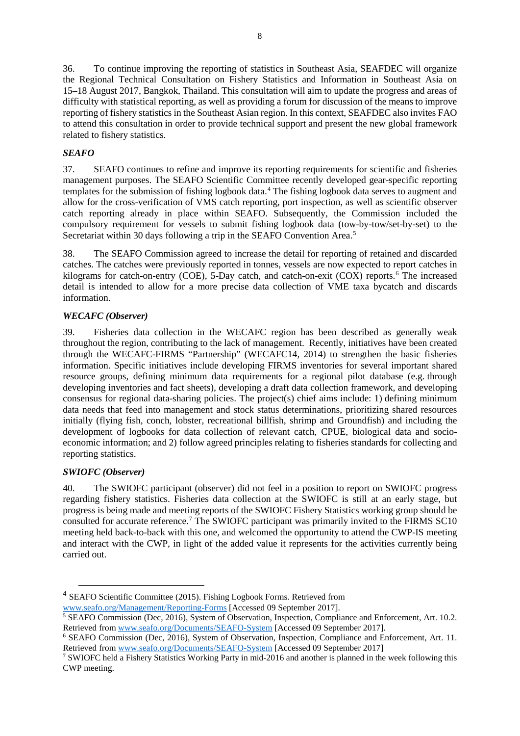36. To continue improving the reporting of statistics in Southeast Asia, SEAFDEC will organize the Regional Technical Consultation on Fishery Statistics and Information in Southeast Asia on 15–18 August 2017, Bangkok, Thailand. This consultation will aim to update the progress and areas of difficulty with statistical reporting, as well as providing a forum for discussion of the means to improve reporting of fishery statistics in the Southeast Asian region. In this context, SEAFDEC also invites FAO to attend this consultation in order to provide technical support and present the new global framework related to fishery statistics.

### *SEAFO*

37. SEAFO continues to refine and improve its reporting requirements for scientific and fisheries management purposes. The SEAFO Scientific Committee recently developed gear-specific reporting templates for the submission of fishing logbook data.[4] The fishing logbook data serves to augment and allow for the cross-verification of VMS catch reporting, port inspection, as well as scientific observer catch reporting already in place within SEAFO. Subsequently, the Commission included the compulsory requirement for vessels to submit fishing logbook data (tow-by-tow/set-by-set) to the Secretariat within 30 days following a trip in the SEAFO Convention Area.[5]

38. The SEAFO Commission agreed to increase the detail for reporting of retained and discarded catches. The catches were previously reported in tonnes, vessels are now expected to report catches in kilograms for catch-on-entry (COE), 5-Day catch, and catch-on-exit (COX) reports.[6] The increased detail is intended to allow for a more precise data collection of VME taxa bycatch and discards information.

### *WECAFC (Observer)*

39. Fisheries data collection in the WECAFC region has been described as generally weak throughout the region, contributing to the lack of management. Recently, initiatives have been created through the WECAFC-FIRMS "Partnership" (WECAFC14, 2014) to strengthen the basic fisheries information. Specific initiatives include developing FIRMS inventories for several important shared resource groups, defining minimum data requirements for a regional pilot database (e.g. through developing inventories and fact sheets), developing a draft data collection framework, and developing consensus for regional data-sharing policies. The project(s) chief aims include: 1) defining minimum data needs that feed into management and stock status determinations, prioritizing shared resources initially (flying fish, conch, lobster, recreational billfish, shrimp and Groundfish) and including the development of logbooks for data collection of relevant catch, CPUE, biological data and socio-economic information; and 2) follow agreed principles relating to fisheries standards for collecting and reporting statistics.

### *SWIOFC (Observer)*

40. The SWIOFC participant (observer) did not feel in a position to report on SWIOFC progress regarding fishery statistics. Fisheries data collection at the SWIOFC is still at an early stage, but progress is being made and meeting reports of the SWIOFC Fishery Statistics working group should be consulted for accurate reference.[7] The SWIOFC participant was primarily invited to the FIRMS SC10 meeting held back-to-back with this one, and welcomed the opportunity to attend the CWP-IS meeting and interact with the CWP, in light of the added value it represents for the activities currently being carried out.

---

[4] SEAFO Scientific Committee (2015). Fishing Logbook Forms. Retrieved from www.seafo.org/Management/Reporting-Forms [Accessed 09 September 2017].

[5] SEAFO Commission (Dec, 2016), System of Observation, Inspection, Compliance and Enforcement, Art. 10.2. Retrieved from www.seafo.org/Documents/SEAFO-System [Accessed 09 September 2017].

[6] SEAFO Commission (Dec, 2016), System of Observation, Inspection, Compliance and Enforcement, Art. 11. Retrieved from www.seafo.org/Documents/SEAFO-System [Accessed 09 September 2017]

[7] SWIOFC held a Fishery Statistics Working Party in mid-2016 and another is planned in the week following this CWP meeting.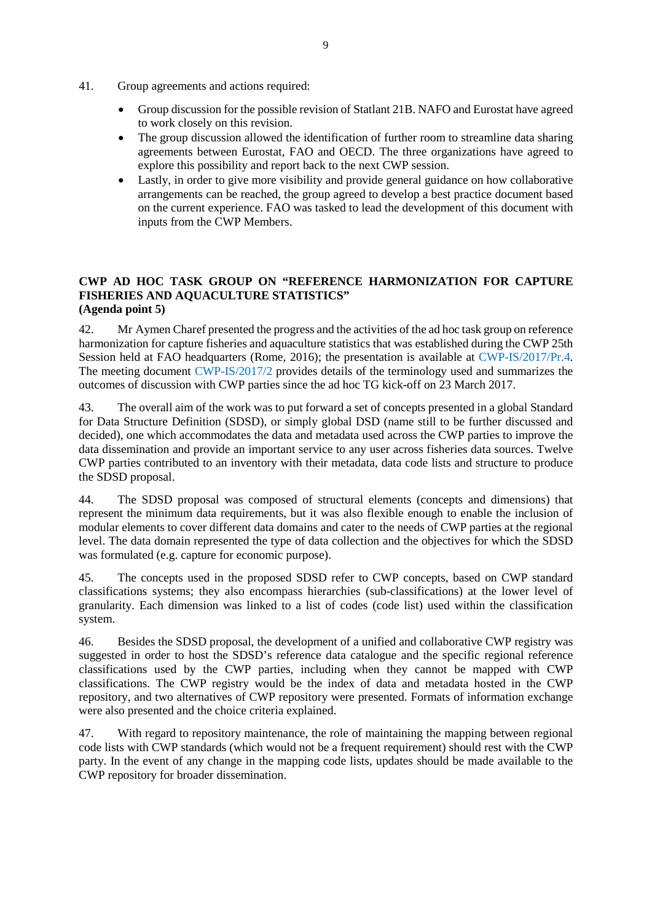41. Group agreements and actions required:

- Group discussion for the possible revision of Statlant 21B. NAFO and Eurostat have agreed to work closely on this revision.
- The group discussion allowed the identification of further room to streamline data sharing agreements between Eurostat, FAO and OECD. The three organizations have agreed to explore this possibility and report back to the next CWP session.
- Lastly, in order to give more visibility and provide general guidance on how collaborative arrangements can be reached, the group agreed to develop a best practice document based on the current experience. FAO was tasked to lead the development of this document with inputs from the CWP Members.

## CWP AD HOC TASK GROUP ON "REFERENCE HARMONIZATION FOR CAPTURE FISHERIES AND AQUACULTURE STATISTICS" (Agenda point 5)

42. Mr Aymen Charef presented the progress and the activities of the ad hoc task group on reference harmonization for capture fisheries and aquaculture statistics that was established during the CWP 25th Session held at FAO headquarters (Rome, 2016); the presentation is available at CWP-IS/2017/Pr.4. The meeting document CWP-IS/2017/2 provides details of the terminology used and summarizes the outcomes of discussion with CWP parties since the ad hoc TG kick-off on 23 March 2017.

43. The overall aim of the work was to put forward a set of concepts presented in a global Standard for Data Structure Definition (SDSD), or simply global DSD (name still to be further discussed and decided), one which accommodates the data and metadata used across the CWP parties to improve the data dissemination and provide an important service to any user across fisheries data sources. Twelve CWP parties contributed to an inventory with their metadata, data code lists and structure to produce the SDSD proposal.

44. The SDSD proposal was composed of structural elements (concepts and dimensions) that represent the minimum data requirements, but it was also flexible enough to enable the inclusion of modular elements to cover different data domains and cater to the needs of CWP parties at the regional level. The data domain represented the type of data collection and the objectives for which the SDSD was formulated (e.g. capture for economic purpose).

45. The concepts used in the proposed SDSD refer to CWP concepts, based on CWP standard classifications systems; they also encompass hierarchies (sub-classifications) at the lower level of granularity. Each dimension was linked to a list of codes (code list) used within the classification system.

46. Besides the SDSD proposal, the development of a unified and collaborative CWP registry was suggested in order to host the SDSD's reference data catalogue and the specific regional reference classifications used by the CWP parties, including when they cannot be mapped with CWP classifications. The CWP registry would be the index of data and metadata hosted in the CWP repository, and two alternatives of CWP repository were presented. Formats of information exchange were also presented and the choice criteria explained.

47. With regard to repository maintenance, the role of maintaining the mapping between regional code lists with CWP standards (which would not be a frequent requirement) should rest with the CWP party. In the event of any change in the mapping code lists, updates should be made available to the CWP repository for broader dissemination.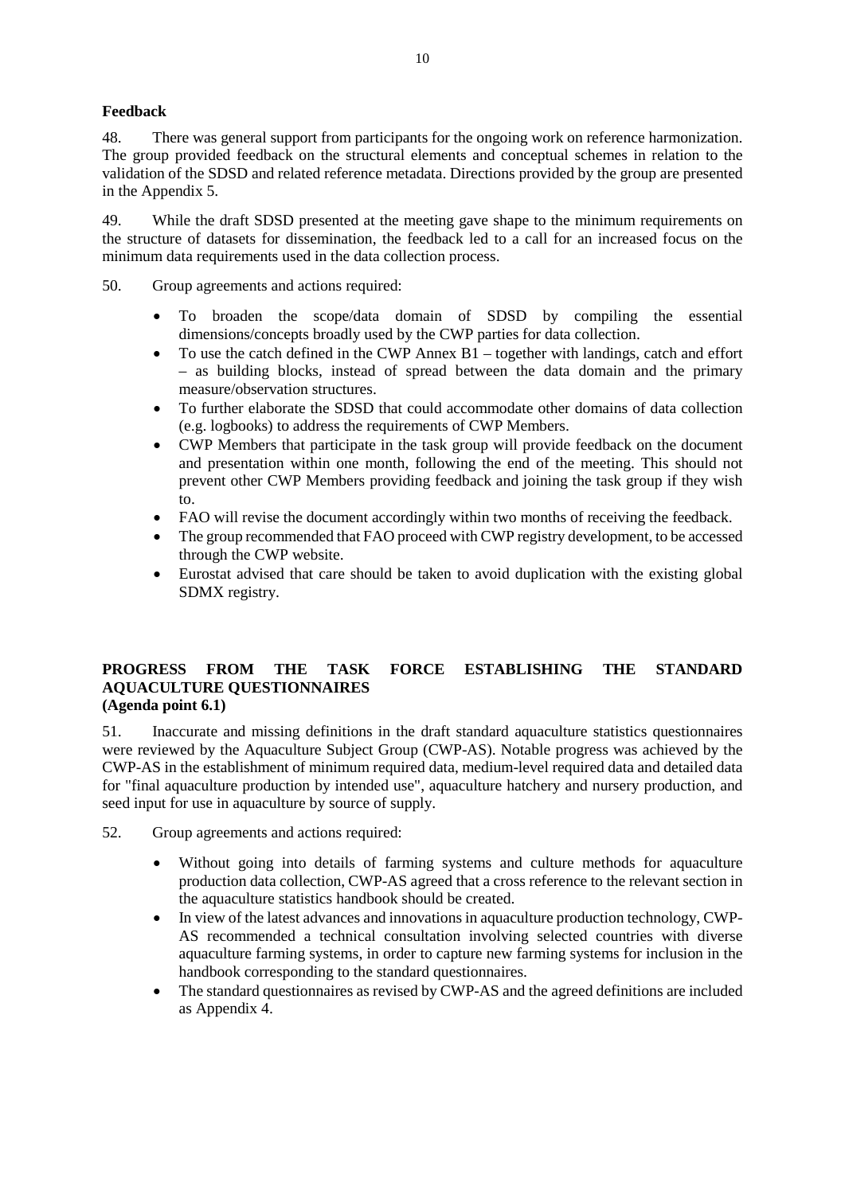**Feedback**

48. There was general support from participants for the ongoing work on reference harmonization. The group provided feedback on the structural elements and conceptual schemes in relation to the validation of the SDSD and related reference metadata. Directions provided by the group are presented in the Appendix 5.

49. While the draft SDSD presented at the meeting gave shape to the minimum requirements on the structure of datasets for dissemination, the feedback led to a call for an increased focus on the minimum data requirements used in the data collection process.

50. Group agreements and actions required:

- To broaden the scope/data domain of SDSD by compiling the essential dimensions/concepts broadly used by the CWP parties for data collection.
- To use the catch defined in the CWP Annex B1 – together with landings, catch and effort – as building blocks, instead of spread between the data domain and the primary measure/observation structures.
- To further elaborate the SDSD that could accommodate other domains of data collection (e.g. logbooks) to address the requirements of CWP Members.
- CWP Members that participate in the task group will provide feedback on the document and presentation within one month, following the end of the meeting. This should not prevent other CWP Members providing feedback and joining the task group if they wish to.
- FAO will revise the document accordingly within two months of receiving the feedback.
- The group recommended that FAO proceed with CWP registry development, to be accessed through the CWP website.
- Eurostat advised that care should be taken to avoid duplication with the existing global SDMX registry.

## PROGRESS FROM THE TASK FORCE ESTABLISHING THE STANDARD AQUACULTURE QUESTIONNAIRES
**(Agenda point 6.1)**

51. Inaccurate and missing definitions in the draft standard aquaculture statistics questionnaires were reviewed by the Aquaculture Subject Group (CWP-AS). Notable progress was achieved by the CWP-AS in the establishment of minimum required data, medium-level required data and detailed data for "final aquaculture production by intended use", aquaculture hatchery and nursery production, and seed input for use in aquaculture by source of supply.

52. Group agreements and actions required:

- Without going into details of farming systems and culture methods for aquaculture production data collection, CWP-AS agreed that a cross reference to the relevant section in the aquaculture statistics handbook should be created.
- In view of the latest advances and innovations in aquaculture production technology, CWP-AS recommended a technical consultation involving selected countries with diverse aquaculture farming systems, in order to capture new farming systems for inclusion in the handbook corresponding to the standard questionnaires.
- The standard questionnaires as revised by CWP-AS and the agreed definitions are included as Appendix 4.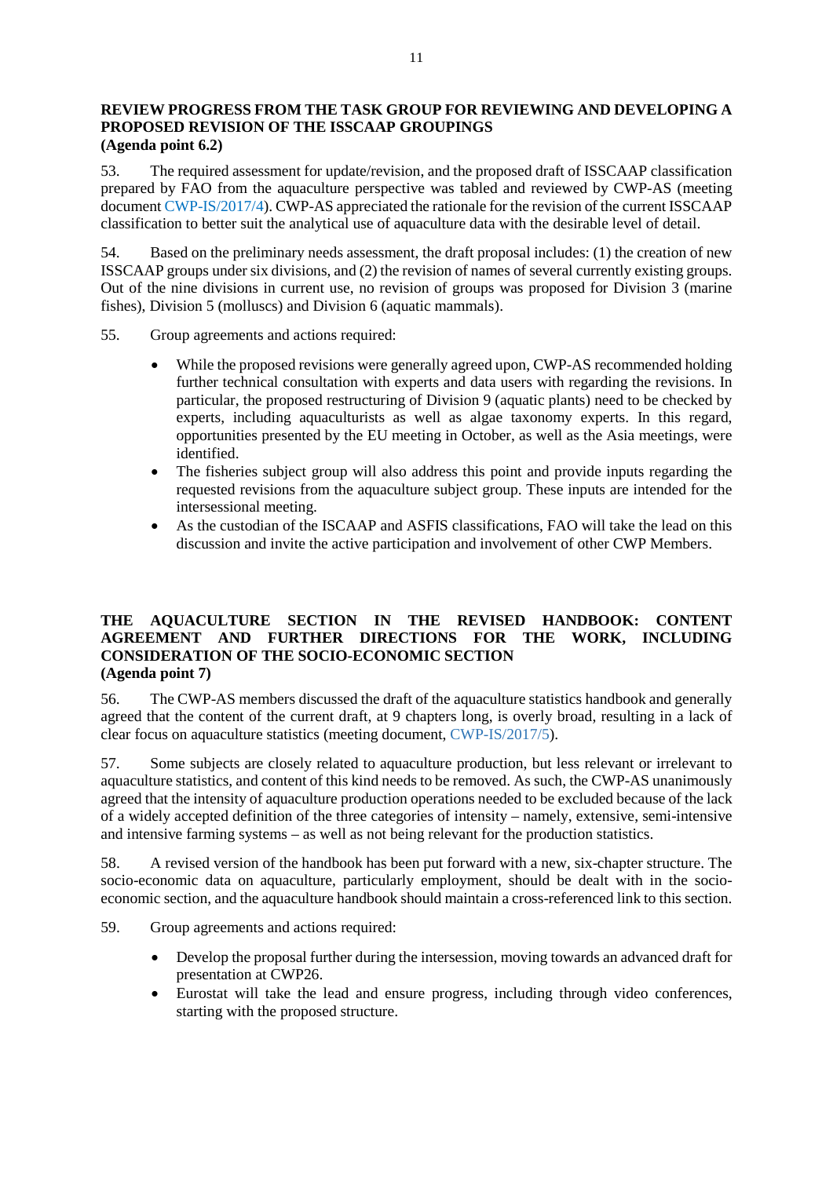**REVIEW PROGRESS FROM THE TASK GROUP FOR REVIEWING AND DEVELOPING A PROPOSED REVISION OF THE ISSCAAP GROUPINGS**
**(Agenda point 6.2)**

53. The required assessment for update/revision, and the proposed draft of ISSCAAP classification prepared by FAO from the aquaculture perspective was tabled and reviewed by CWP-AS (meeting document CWP-IS/2017/4). CWP-AS appreciated the rationale for the revision of the current ISSCAAP classification to better suit the analytical use of aquaculture data with the desirable level of detail.

54. Based on the preliminary needs assessment, the draft proposal includes: (1) the creation of new ISSCAAP groups under six divisions, and (2) the revision of names of several currently existing groups. Out of the nine divisions in current use, no revision of groups was proposed for Division 3 (marine fishes), Division 5 (molluscs) and Division 6 (aquatic mammals).

55. Group agreements and actions required:

- While the proposed revisions were generally agreed upon, CWP-AS recommended holding further technical consultation with experts and data users with regarding the revisions. In particular, the proposed restructuring of Division 9 (aquatic plants) need to be checked by experts, including aquaculturists as well as algae taxonomy experts. In this regard, opportunities presented by the EU meeting in October, as well as the Asia meetings, were identified.
- The fisheries subject group will also address this point and provide inputs regarding the requested revisions from the aquaculture subject group. These inputs are intended for the intersessional meeting.
- As the custodian of the ISCAAP and ASFIS classifications, FAO will take the lead on this discussion and invite the active participation and involvement of other CWP Members.

**THE AQUACULTURE SECTION IN THE REVISED HANDBOOK: CONTENT AGREEMENT AND FURTHER DIRECTIONS FOR THE WORK, INCLUDING CONSIDERATION OF THE SOCIO-ECONOMIC SECTION**
**(Agenda point 7)**

56. The CWP-AS members discussed the draft of the aquaculture statistics handbook and generally agreed that the content of the current draft, at 9 chapters long, is overly broad, resulting in a lack of clear focus on aquaculture statistics (meeting document, CWP-IS/2017/5).

57. Some subjects are closely related to aquaculture production, but less relevant or irrelevant to aquaculture statistics, and content of this kind needs to be removed. As such, the CWP-AS unanimously agreed that the intensity of aquaculture production operations needed to be excluded because of the lack of a widely accepted definition of the three categories of intensity – namely, extensive, semi-intensive and intensive farming systems – as well as not being relevant for the production statistics.

58. A revised version of the handbook has been put forward with a new, six-chapter structure. The socio-economic data on aquaculture, particularly employment, should be dealt with in the socio-economic section, and the aquaculture handbook should maintain a cross-referenced link to this section.

59. Group agreements and actions required:

- Develop the proposal further during the intersession, moving towards an advanced draft for presentation at CWP26.
- Eurostat will take the lead and ensure progress, including through video conferences, starting with the proposed structure.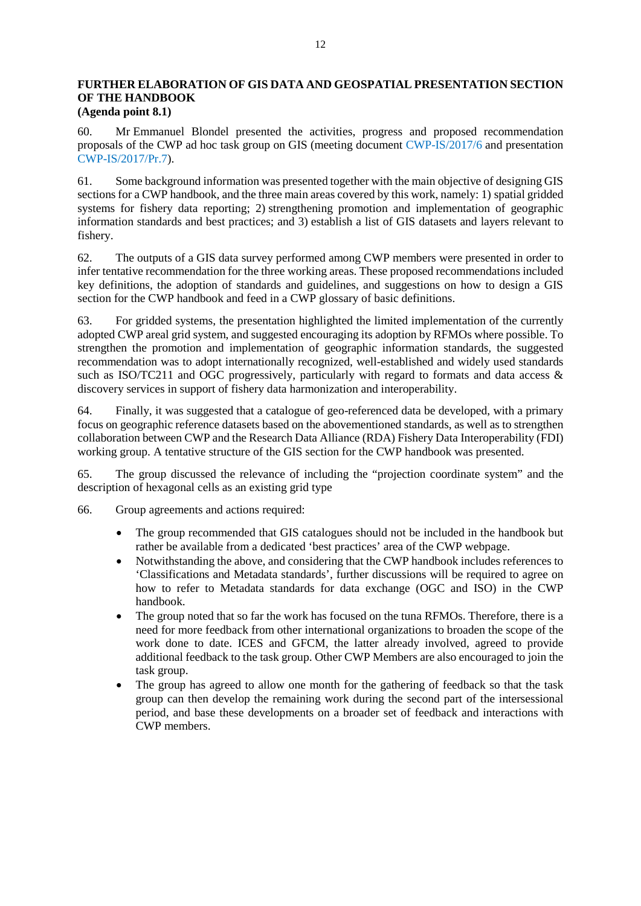## FURTHER ELABORATION OF GIS DATA AND GEOSPATIAL PRESENTATION SECTION OF THE HANDBOOK
**(Agenda point 8.1)**

60. Mr Emmanuel Blondel presented the activities, progress and proposed recommendation proposals of the CWP ad hoc task group on GIS (meeting document CWP-IS/2017/6 and presentation CWP-IS/2017/Pr.7).

61. Some background information was presented together with the main objective of designing GIS sections for a CWP handbook, and the three main areas covered by this work, namely: 1) spatial gridded systems for fishery data reporting; 2) strengthening promotion and implementation of geographic information standards and best practices; and 3) establish a list of GIS datasets and layers relevant to fishery.

62. The outputs of a GIS data survey performed among CWP members were presented in order to infer tentative recommendation for the three working areas. These proposed recommendations included key definitions, the adoption of standards and guidelines, and suggestions on how to design a GIS section for the CWP handbook and feed in a CWP glossary of basic definitions.

63. For gridded systems, the presentation highlighted the limited implementation of the currently adopted CWP areal grid system, and suggested encouraging its adoption by RFMOs where possible. To strengthen the promotion and implementation of geographic information standards, the suggested recommendation was to adopt internationally recognized, well-established and widely used standards such as ISO/TC211 and OGC progressively, particularly with regard to formats and data access & discovery services in support of fishery data harmonization and interoperability.

64. Finally, it was suggested that a catalogue of geo-referenced data be developed, with a primary focus on geographic reference datasets based on the abovementioned standards, as well as to strengthen collaboration between CWP and the Research Data Alliance (RDA) Fishery Data Interoperability (FDI) working group. A tentative structure of the GIS section for the CWP handbook was presented.

65. The group discussed the relevance of including the "projection coordinate system" and the description of hexagonal cells as an existing grid type

66. Group agreements and actions required:

- The group recommended that GIS catalogues should not be included in the handbook but rather be available from a dedicated 'best practices' area of the CWP webpage.
- Notwithstanding the above, and considering that the CWP handbook includes references to 'Classifications and Metadata standards', further discussions will be required to agree on how to refer to Metadata standards for data exchange (OGC and ISO) in the CWP handbook.
- The group noted that so far the work has focused on the tuna RFMOs. Therefore, there is a need for more feedback from other international organizations to broaden the scope of the work done to date. ICES and GFCM, the latter already involved, agreed to provide additional feedback to the task group. Other CWP Members are also encouraged to join the task group.
- The group has agreed to allow one month for the gathering of feedback so that the task group can then develop the remaining work during the second part of the intersessional period, and base these developments on a broader set of feedback and interactions with CWP members.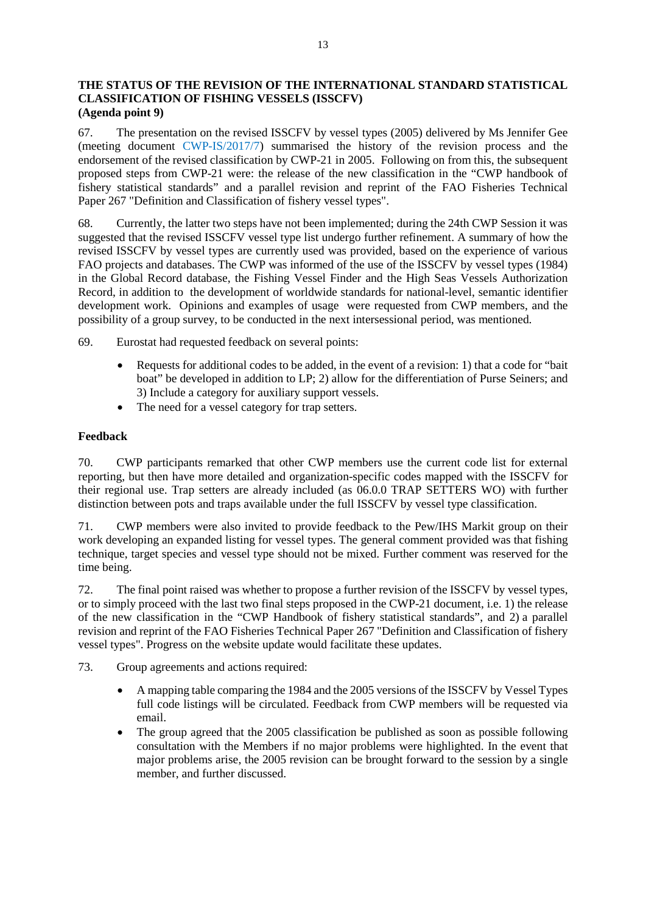**THE STATUS OF THE REVISION OF THE INTERNATIONAL STANDARD STATISTICAL CLASSIFICATION OF FISHING VESSELS (ISSCFV)**
**(Agenda point 9)**

67. The presentation on the revised ISSCFV by vessel types (2005) delivered by Ms Jennifer Gee (meeting document CWP-IS/2017/7) summarised the history of the revision process and the endorsement of the revised classification by CWP-21 in 2005. Following on from this, the subsequent proposed steps from CWP-21 were: the release of the new classification in the "CWP handbook of fishery statistical standards" and a parallel revision and reprint of the FAO Fisheries Technical Paper 267 "Definition and Classification of fishery vessel types".

68. Currently, the latter two steps have not been implemented; during the 24th CWP Session it was suggested that the revised ISSCFV vessel type list undergo further refinement. A summary of how the revised ISSCFV by vessel types are currently used was provided, based on the experience of various FAO projects and databases. The CWP was informed of the use of the ISSCFV by vessel types (1984) in the Global Record database, the Fishing Vessel Finder and the High Seas Vessels Authorization Record, in addition to the development of worldwide standards for national-level, semantic identifier development work. Opinions and examples of usage were requested from CWP members, and the possibility of a group survey, to be conducted in the next intersessional period, was mentioned.

69. Eurostat had requested feedback on several points:

- Requests for additional codes to be added, in the event of a revision: 1) that a code for "bait boat" be developed in addition to LP; 2) allow for the differentiation of Purse Seiners; and 3) Include a category for auxiliary support vessels.
- The need for a vessel category for trap setters.

**Feedback**

70. CWP participants remarked that other CWP members use the current code list for external reporting, but then have more detailed and organization-specific codes mapped with the ISSCFV for their regional use. Trap setters are already included (as 06.0.0 TRAP SETTERS WO) with further distinction between pots and traps available under the full ISSCFV by vessel type classification.

71. CWP members were also invited to provide feedback to the Pew/IHS Markit group on their work developing an expanded listing for vessel types. The general comment provided was that fishing technique, target species and vessel type should not be mixed. Further comment was reserved for the time being.

72. The final point raised was whether to propose a further revision of the ISSCFV by vessel types, or to simply proceed with the last two final steps proposed in the CWP-21 document, i.e. 1) the release of the new classification in the "CWP Handbook of fishery statistical standards", and 2) a parallel revision and reprint of the FAO Fisheries Technical Paper 267 "Definition and Classification of fishery vessel types". Progress on the website update would facilitate these updates.

73. Group agreements and actions required:

- A mapping table comparing the 1984 and the 2005 versions of the ISSCFV by Vessel Types full code listings will be circulated. Feedback from CWP members will be requested via email.
- The group agreed that the 2005 classification be published as soon as possible following consultation with the Members if no major problems were highlighted. In the event that major problems arise, the 2005 revision can be brought forward to the session by a single member, and further discussed.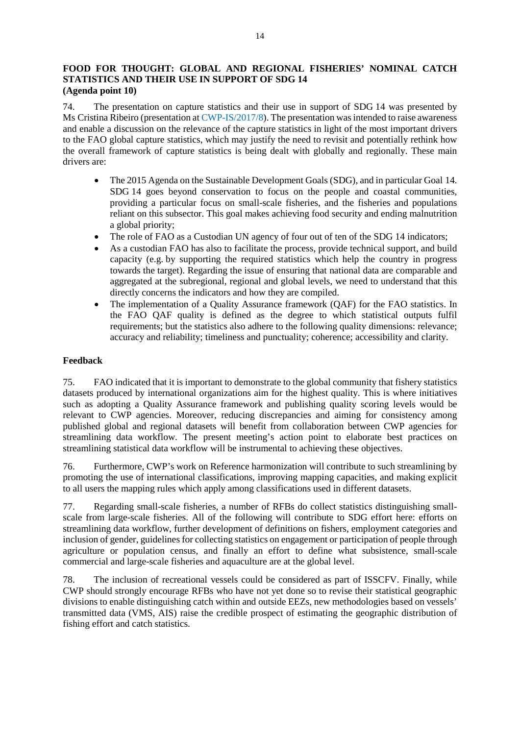**FOOD FOR THOUGHT: GLOBAL AND REGIONAL FISHERIES' NOMINAL CATCH STATISTICS AND THEIR USE IN SUPPORT OF SDG 14**
**(Agenda point 10)**

74. The presentation on capture statistics and their use in support of SDG 14 was presented by Ms Cristina Ribeiro (presentation at CWP-IS/2017/8). The presentation was intended to raise awareness and enable a discussion on the relevance of the capture statistics in light of the most important drivers to the FAO global capture statistics, which may justify the need to revisit and potentially rethink how the overall framework of capture statistics is being dealt with globally and regionally. These main drivers are:

- The 2015 Agenda on the Sustainable Development Goals (SDG), and in particular Goal 14. SDG 14 goes beyond conservation to focus on the people and coastal communities, providing a particular focus on small-scale fisheries, and the fisheries and populations reliant on this subsector. This goal makes achieving food security and ending malnutrition a global priority;
- The role of FAO as a Custodian UN agency of four out of ten of the SDG 14 indicators;
- As a custodian FAO has also to facilitate the process, provide technical support, and build capacity (e.g. by supporting the required statistics which help the country in progress towards the target). Regarding the issue of ensuring that national data are comparable and aggregated at the subregional, regional and global levels, we need to understand that this directly concerns the indicators and how they are compiled.
- The implementation of a Quality Assurance framework (QAF) for the FAO statistics. In the FAO QAF quality is defined as the degree to which statistical outputs fulfil requirements; but the statistics also adhere to the following quality dimensions: relevance; accuracy and reliability; timeliness and punctuality; coherence; accessibility and clarity.

**Feedback**

75. FAO indicated that it is important to demonstrate to the global community that fishery statistics datasets produced by international organizations aim for the highest quality. This is where initiatives such as adopting a Quality Assurance framework and publishing quality scoring levels would be relevant to CWP agencies. Moreover, reducing discrepancies and aiming for consistency among published global and regional datasets will benefit from collaboration between CWP agencies for streamlining data workflow. The present meeting's action point to elaborate best practices on streamlining statistical data workflow will be instrumental to achieving these objectives.

76. Furthermore, CWP's work on Reference harmonization will contribute to such streamlining by promoting the use of international classifications, improving mapping capacities, and making explicit to all users the mapping rules which apply among classifications used in different datasets.

77. Regarding small-scale fisheries, a number of RFBs do collect statistics distinguishing small-scale from large-scale fisheries. All of the following will contribute to SDG effort here: efforts on streamlining data workflow, further development of definitions on fishers, employment categories and inclusion of gender, guidelines for collecting statistics on engagement or participation of people through agriculture or population census, and finally an effort to define what subsistence, small-scale commercial and large-scale fisheries and aquaculture are at the global level.

78. The inclusion of recreational vessels could be considered as part of ISSCFV. Finally, while CWP should strongly encourage RFBs who have not yet done so to revise their statistical geographic divisions to enable distinguishing catch within and outside EEZs, new methodologies based on vessels' transmitted data (VMS, AIS) raise the credible prospect of estimating the geographic distribution of fishing effort and catch statistics.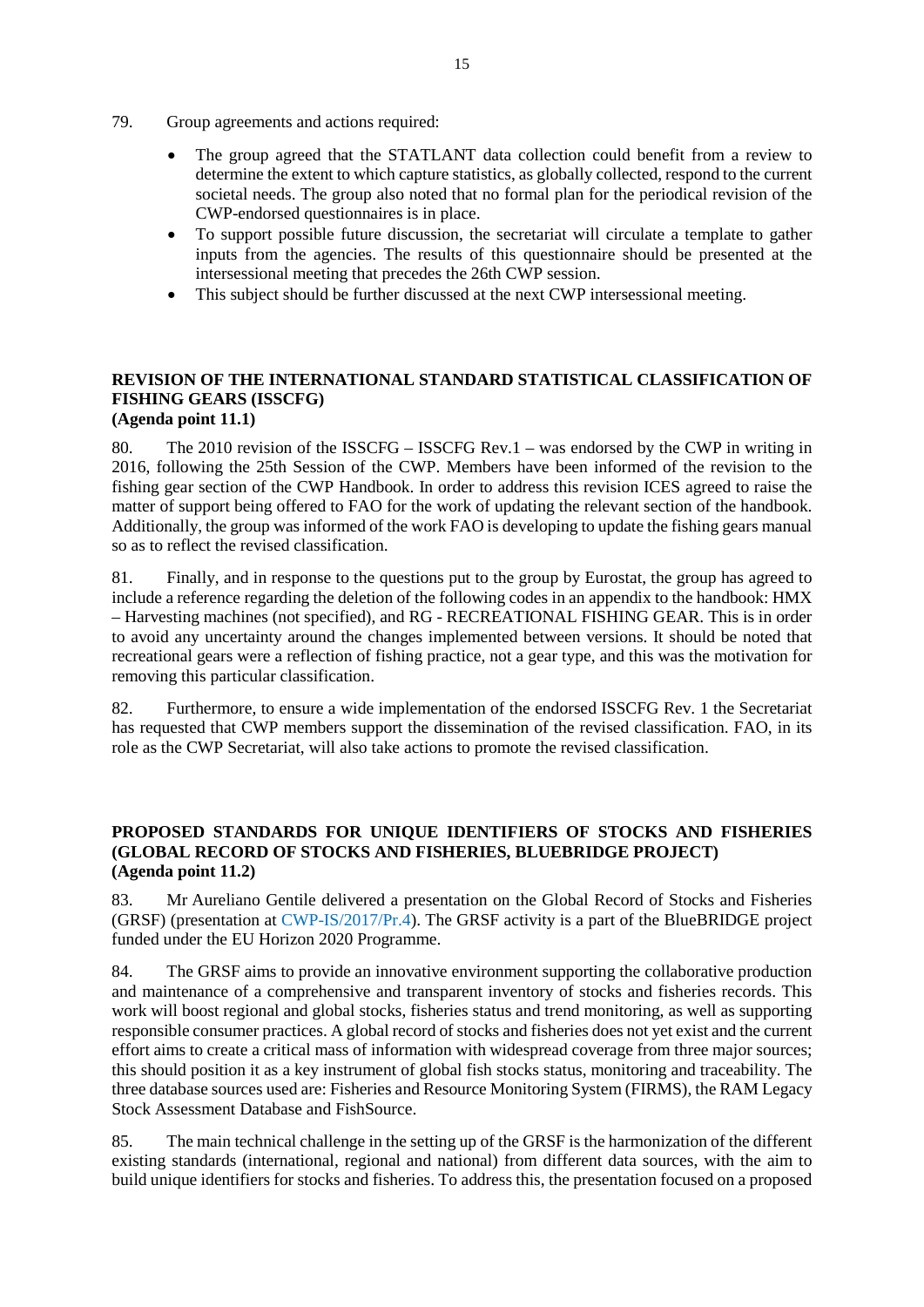79. Group agreements and actions required:

- The group agreed that the STATLANT data collection could benefit from a review to determine the extent to which capture statistics, as globally collected, respond to the current societal needs. The group also noted that no formal plan for the periodical revision of the CWP-endorsed questionnaires is in place.
- To support possible future discussion, the secretariat will circulate a template to gather inputs from the agencies. The results of this questionnaire should be presented at the intersessional meeting that precedes the 26th CWP session.
- This subject should be further discussed at the next CWP intersessional meeting.

## REVISION OF THE INTERNATIONAL STANDARD STATISTICAL CLASSIFICATION OF FISHING GEARS (ISSCFG)
**(Agenda point 11.1)**

80. The 2010 revision of the ISSCFG – ISSCFG Rev.1 – was endorsed by the CWP in writing in 2016, following the 25th Session of the CWP. Members have been informed of the revision to the fishing gear section of the CWP Handbook. In order to address this revision ICES agreed to raise the matter of support being offered to FAO for the work of updating the relevant section of the handbook. Additionally, the group was informed of the work FAO is developing to update the fishing gears manual so as to reflect the revised classification.

81. Finally, and in response to the questions put to the group by Eurostat, the group has agreed to include a reference regarding the deletion of the following codes in an appendix to the handbook: HMX – Harvesting machines (not specified), and RG - RECREATIONAL FISHING GEAR. This is in order to avoid any uncertainty around the changes implemented between versions. It should be noted that recreational gears were a reflection of fishing practice, not a gear type, and this was the motivation for removing this particular classification.

82. Furthermore, to ensure a wide implementation of the endorsed ISSCFG Rev. 1 the Secretariat has requested that CWP members support the dissemination of the revised classification. FAO, in its role as the CWP Secretariat, will also take actions to promote the revised classification.

## PROPOSED STANDARDS FOR UNIQUE IDENTIFIERS OF STOCKS AND FISHERIES (GLOBAL RECORD OF STOCKS AND FISHERIES, BLUEBRIDGE PROJECT)
**(Agenda point 11.2)**

83. Mr Aureliano Gentile delivered a presentation on the Global Record of Stocks and Fisheries (GRSF) (presentation at CWP-IS/2017/Pr.4). The GRSF activity is a part of the BlueBRIDGE project funded under the EU Horizon 2020 Programme.

84. The GRSF aims to provide an innovative environment supporting the collaborative production and maintenance of a comprehensive and transparent inventory of stocks and fisheries records. This work will boost regional and global stocks, fisheries status and trend monitoring, as well as supporting responsible consumer practices. A global record of stocks and fisheries does not yet exist and the current effort aims to create a critical mass of information with widespread coverage from three major sources; this should position it as a key instrument of global fish stocks status, monitoring and traceability. The three database sources used are: Fisheries and Resource Monitoring System (FIRMS), the RAM Legacy Stock Assessment Database and FishSource.

85. The main technical challenge in the setting up of the GRSF is the harmonization of the different existing standards (international, regional and national) from different data sources, with the aim to build unique identifiers for stocks and fisheries. To address this, the presentation focused on a proposed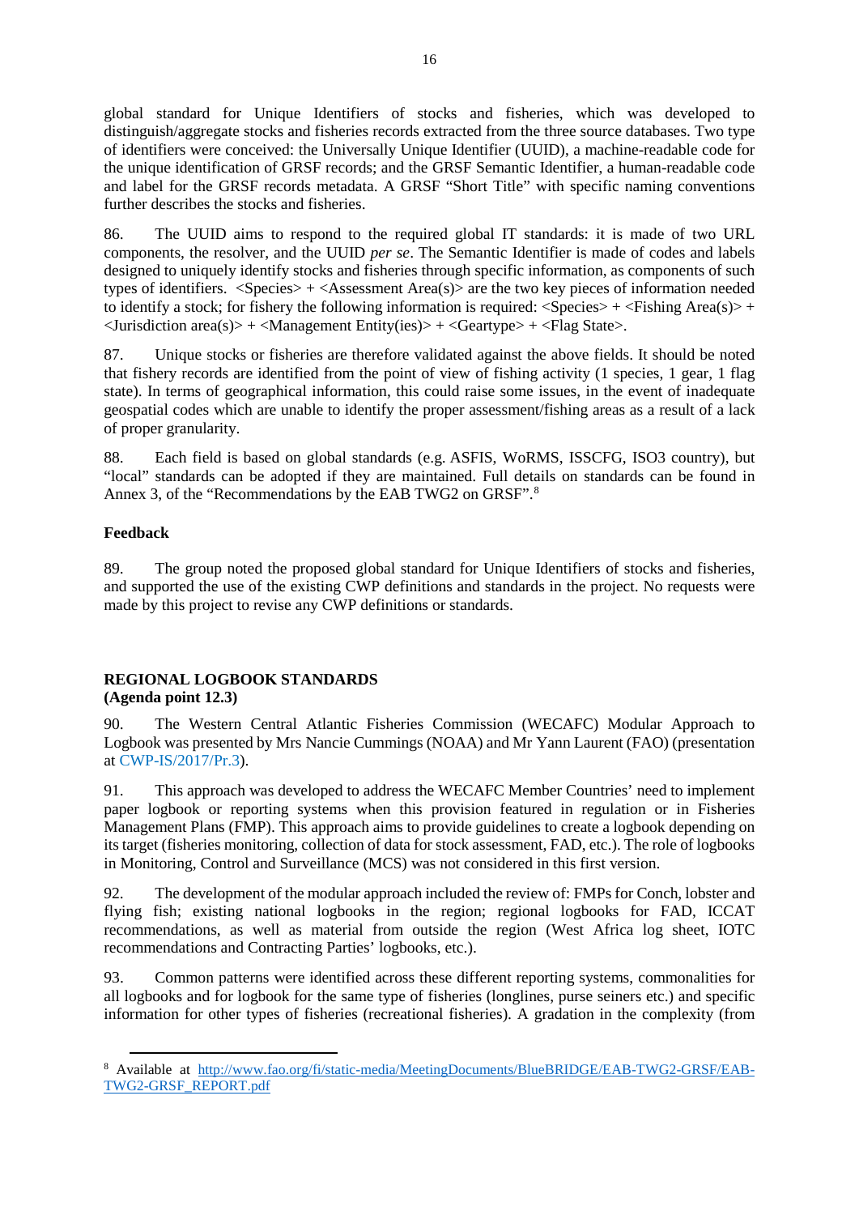global standard for Unique Identifiers of stocks and fisheries, which was developed to distinguish/aggregate stocks and fisheries records extracted from the three source databases. Two type of identifiers were conceived: the Universally Unique Identifier (UUID), a machine-readable code for the unique identification of GRSF records; and the GRSF Semantic Identifier, a human-readable code and label for the GRSF records metadata. A GRSF "Short Title" with specific naming conventions further describes the stocks and fisheries.

86. The UUID aims to respond to the required global IT standards: it is made of two URL components, the resolver, and the UUID *per se*. The Semantic Identifier is made of codes and labels designed to uniquely identify stocks and fisheries through specific information, as components of such types of identifiers. <Species> + <Assessment Area(s)> are the two key pieces of information needed to identify a stock; for fishery the following information is required: <Species> + <Fishing Area(s)> + <Jurisdiction area(s)> + <Management Entity(ies)> + <Geartype> + <Flag State>.

87. Unique stocks or fisheries are therefore validated against the above fields. It should be noted that fishery records are identified from the point of view of fishing activity (1 species, 1 gear, 1 flag state). In terms of geographical information, this could raise some issues, in the event of inadequate geospatial codes which are unable to identify the proper assessment/fishing areas as a result of a lack of proper granularity.

88. Each field is based on global standards (e.g. ASFIS, WoRMS, ISSCFG, ISO3 country), but "local" standards can be adopted if they are maintained. Full details on standards can be found in Annex 3, of the "Recommendations by the EAB TWG2 on GRSF".[8]

**Feedback**

89. The group noted the proposed global standard for Unique Identifiers of stocks and fisheries, and supported the use of the existing CWP definitions and standards in the project. No requests were made by this project to revise any CWP definitions or standards.

## REGIONAL LOGBOOK STANDARDS
**(Agenda point 12.3)**

90. The Western Central Atlantic Fisheries Commission (WECAFC) Modular Approach to Logbook was presented by Mrs Nancie Cummings (NOAA) and Mr Yann Laurent (FAO) (presentation at CWP-IS/2017/Pr.3).

91. This approach was developed to address the WECAFC Member Countries' need to implement paper logbook or reporting systems when this provision featured in regulation or in Fisheries Management Plans (FMP). This approach aims to provide guidelines to create a logbook depending on its target (fisheries monitoring, collection of data for stock assessment, FAD, etc.). The role of logbooks in Monitoring, Control and Surveillance (MCS) was not considered in this first version.

92. The development of the modular approach included the review of: FMPs for Conch, lobster and flying fish; existing national logbooks in the region; regional logbooks for FAD, ICCAT recommendations, as well as material from outside the region (West Africa log sheet, IOTC recommendations and Contracting Parties' logbooks, etc.).

93. Common patterns were identified across these different reporting systems, commonalities for all logbooks and for logbook for the same type of fisheries (longlines, purse seiners etc.) and specific information for other types of fisheries (recreational fisheries). A gradation in the complexity (from

---

[8] Available at http://www.fao.org/fi/static-media/MeetingDocuments/BlueBRIDGE/EAB-TWG2-GRSF/EAB-TWG2-GRSF_REPORT.pdf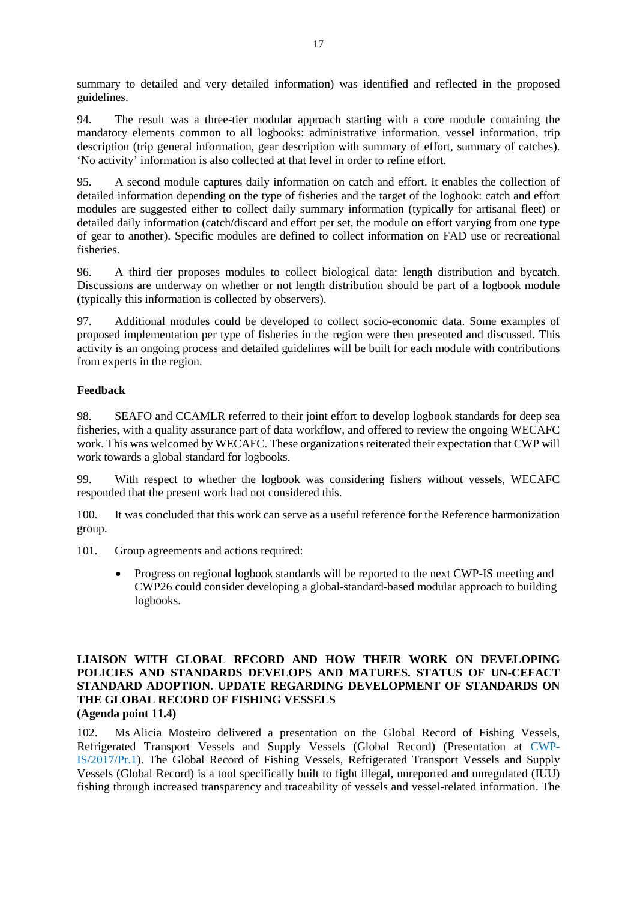summary to detailed and very detailed information) was identified and reflected in the proposed guidelines.

94. The result was a three-tier modular approach starting with a core module containing the mandatory elements common to all logbooks: administrative information, vessel information, trip description (trip general information, gear description with summary of effort, summary of catches). 'No activity' information is also collected at that level in order to refine effort.

95. A second module captures daily information on catch and effort. It enables the collection of detailed information depending on the type of fisheries and the target of the logbook: catch and effort modules are suggested either to collect daily summary information (typically for artisanal fleet) or detailed daily information (catch/discard and effort per set, the module on effort varying from one type of gear to another). Specific modules are defined to collect information on FAD use or recreational fisheries.

96. A third tier proposes modules to collect biological data: length distribution and bycatch. Discussions are underway on whether or not length distribution should be part of a logbook module (typically this information is collected by observers).

97. Additional modules could be developed to collect socio-economic data. Some examples of proposed implementation per type of fisheries in the region were then presented and discussed. This activity is an ongoing process and detailed guidelines will be built for each module with contributions from experts in the region.

**Feedback**

98. SEAFO and CCAMLR referred to their joint effort to develop logbook standards for deep sea fisheries, with a quality assurance part of data workflow, and offered to review the ongoing WECAFC work. This was welcomed by WECAFC. These organizations reiterated their expectation that CWP will work towards a global standard for logbooks.

99. With respect to whether the logbook was considering fishers without vessels, WECAFC responded that the present work had not considered this.

100. It was concluded that this work can serve as a useful reference for the Reference harmonization group.

101. Group agreements and actions required:

- Progress on regional logbook standards will be reported to the next CWP-IS meeting and CWP26 could consider developing a global-standard-based modular approach to building logbooks.

## LIAISON WITH GLOBAL RECORD AND HOW THEIR WORK ON DEVELOPING POLICIES AND STANDARDS DEVELOPS AND MATURES. STATUS OF UN-CEFACT STANDARD ADOPTION. UPDATE REGARDING DEVELOPMENT OF STANDARDS ON THE GLOBAL RECORD OF FISHING VESSELS
**(Agenda point 11.4)**

102. Ms Alicia Mosteiro delivered a presentation on the Global Record of Fishing Vessels, Refrigerated Transport Vessels and Supply Vessels (Global Record) (Presentation at CWP-IS/2017/Pr.1). The Global Record of Fishing Vessels, Refrigerated Transport Vessels and Supply Vessels (Global Record) is a tool specifically built to fight illegal, unreported and unregulated (IUU) fishing through increased transparency and traceability of vessels and vessel-related information. The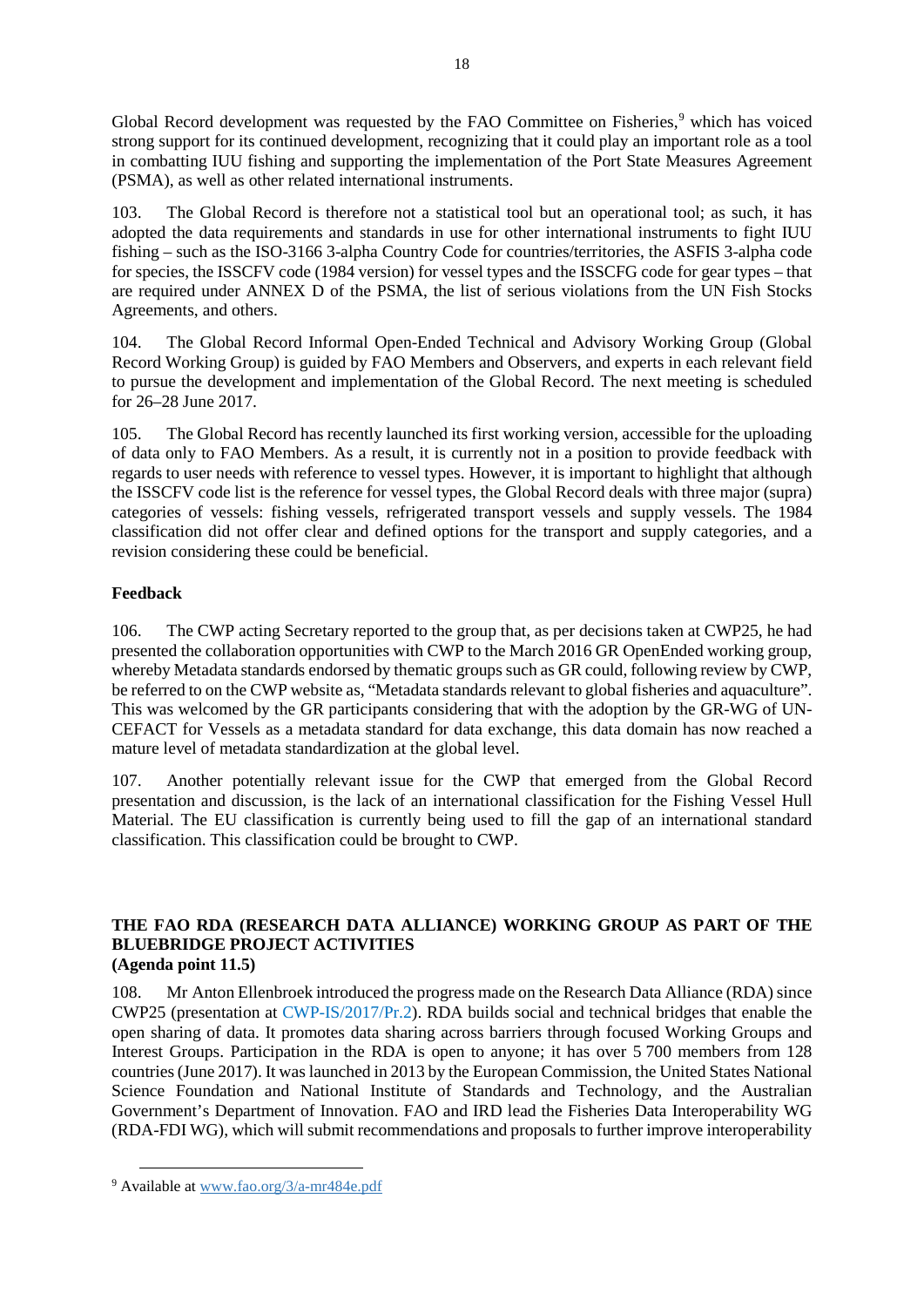Global Record development was requested by the FAO Committee on Fisheries,[9] which has voiced strong support for its continued development, recognizing that it could play an important role as a tool in combatting IUU fishing and supporting the implementation of the Port State Measures Agreement (PSMA), as well as other related international instruments.

103. The Global Record is therefore not a statistical tool but an operational tool; as such, it has adopted the data requirements and standards in use for other international instruments to fight IUU fishing – such as the ISO-3166 3-alpha Country Code for countries/territories, the ASFIS 3-alpha code for species, the ISSCFV code (1984 version) for vessel types and the ISSCFG code for gear types – that are required under ANNEX D of the PSMA, the list of serious violations from the UN Fish Stocks Agreements, and others.

104. The Global Record Informal Open-Ended Technical and Advisory Working Group (Global Record Working Group) is guided by FAO Members and Observers, and experts in each relevant field to pursue the development and implementation of the Global Record. The next meeting is scheduled for 26–28 June 2017.

105. The Global Record has recently launched its first working version, accessible for the uploading of data only to FAO Members. As a result, it is currently not in a position to provide feedback with regards to user needs with reference to vessel types. However, it is important to highlight that although the ISSCFV code list is the reference for vessel types, the Global Record deals with three major (supra) categories of vessels: fishing vessels, refrigerated transport vessels and supply vessels. The 1984 classification did not offer clear and defined options for the transport and supply categories, and a revision considering these could be beneficial.

**Feedback**

106. The CWP acting Secretary reported to the group that, as per decisions taken at CWP25, he had presented the collaboration opportunities with CWP to the March 2016 GR OpenEnded working group, whereby Metadata standards endorsed by thematic groups such as GR could, following review by CWP, be referred to on the CWP website as, "Metadata standards relevant to global fisheries and aquaculture". This was welcomed by the GR participants considering that with the adoption by the GR-WG of UN-CEFACT for Vessels as a metadata standard for data exchange, this data domain has now reached a mature level of metadata standardization at the global level.

107. Another potentially relevant issue for the CWP that emerged from the Global Record presentation and discussion, is the lack of an international classification for the Fishing Vessel Hull Material. The EU classification is currently being used to fill the gap of an international standard classification. This classification could be brought to CWP.

## THE FAO RDA (RESEARCH DATA ALLIANCE) WORKING GROUP AS PART OF THE BLUEBRIDGE PROJECT ACTIVITIES
**(Agenda point 11.5)**

108. Mr Anton Ellenbroek introduced the progress made on the Research Data Alliance (RDA) since CWP25 (presentation at CWP-IS/2017/Pr.2). RDA builds social and technical bridges that enable the open sharing of data. It promotes data sharing across barriers through focused Working Groups and Interest Groups. Participation in the RDA is open to anyone; it has over 5 700 members from 128 countries (June 2017). It was launched in 2013 by the European Commission, the United States National Science Foundation and National Institute of Standards and Technology, and the Australian Government's Department of Innovation. FAO and IRD lead the Fisheries Data Interoperability WG (RDA-FDI WG), which will submit recommendations and proposals to further improve interoperability

[9] Available at www.fao.org/3/a-mr484e.pdf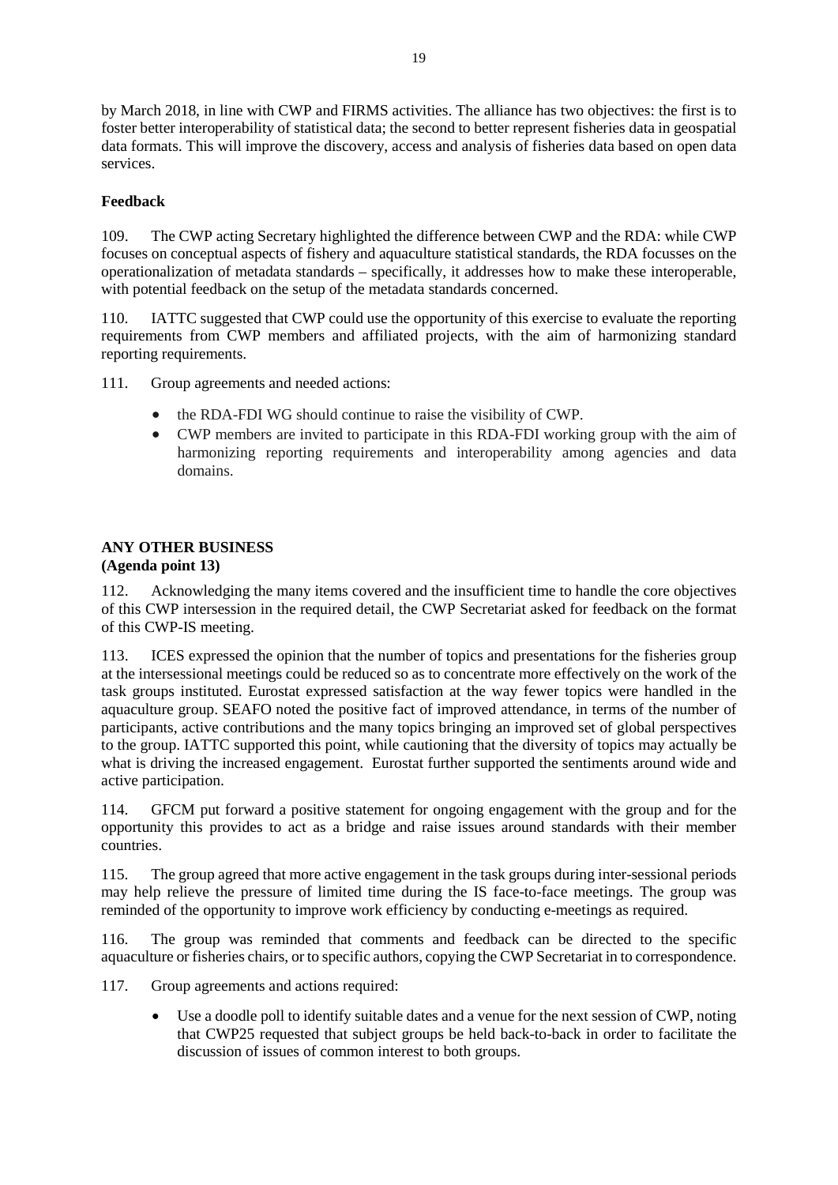by March 2018, in line with CWP and FIRMS activities. The alliance has two objectives: the first is to foster better interoperability of statistical data; the second to better represent fisheries data in geospatial data formats. This will improve the discovery, access and analysis of fisheries data based on open data services.

**Feedback**

109. The CWP acting Secretary highlighted the difference between CWP and the RDA: while CWP focuses on conceptual aspects of fishery and aquaculture statistical standards, the RDA focusses on the operationalization of metadata standards – specifically, it addresses how to make these interoperable, with potential feedback on the setup of the metadata standards concerned.

110. IATTC suggested that CWP could use the opportunity of this exercise to evaluate the reporting requirements from CWP members and affiliated projects, with the aim of harmonizing standard reporting requirements.

111. Group agreements and needed actions:

- the RDA-FDI WG should continue to raise the visibility of CWP.
- CWP members are invited to participate in this RDA-FDI working group with the aim of harmonizing reporting requirements and interoperability among agencies and data domains.

## ANY OTHER BUSINESS
**(Agenda point 13)**

112. Acknowledging the many items covered and the insufficient time to handle the core objectives of this CWP intersession in the required detail, the CWP Secretariat asked for feedback on the format of this CWP-IS meeting.

113. ICES expressed the opinion that the number of topics and presentations for the fisheries group at the intersessional meetings could be reduced so as to concentrate more effectively on the work of the task groups instituted. Eurostat expressed satisfaction at the way fewer topics were handled in the aquaculture group. SEAFO noted the positive fact of improved attendance, in terms of the number of participants, active contributions and the many topics bringing an improved set of global perspectives to the group. IATTC supported this point, while cautioning that the diversity of topics may actually be what is driving the increased engagement. Eurostat further supported the sentiments around wide and active participation.

114. GFCM put forward a positive statement for ongoing engagement with the group and for the opportunity this provides to act as a bridge and raise issues around standards with their member countries.

115. The group agreed that more active engagement in the task groups during inter-sessional periods may help relieve the pressure of limited time during the IS face-to-face meetings. The group was reminded of the opportunity to improve work efficiency by conducting e-meetings as required.

116. The group was reminded that comments and feedback can be directed to the specific aquaculture or fisheries chairs, or to specific authors, copying the CWP Secretariat in to correspondence.

117. Group agreements and actions required:

- Use a doodle poll to identify suitable dates and a venue for the next session of CWP, noting that CWP25 requested that subject groups be held back-to-back in order to facilitate the discussion of issues of common interest to both groups.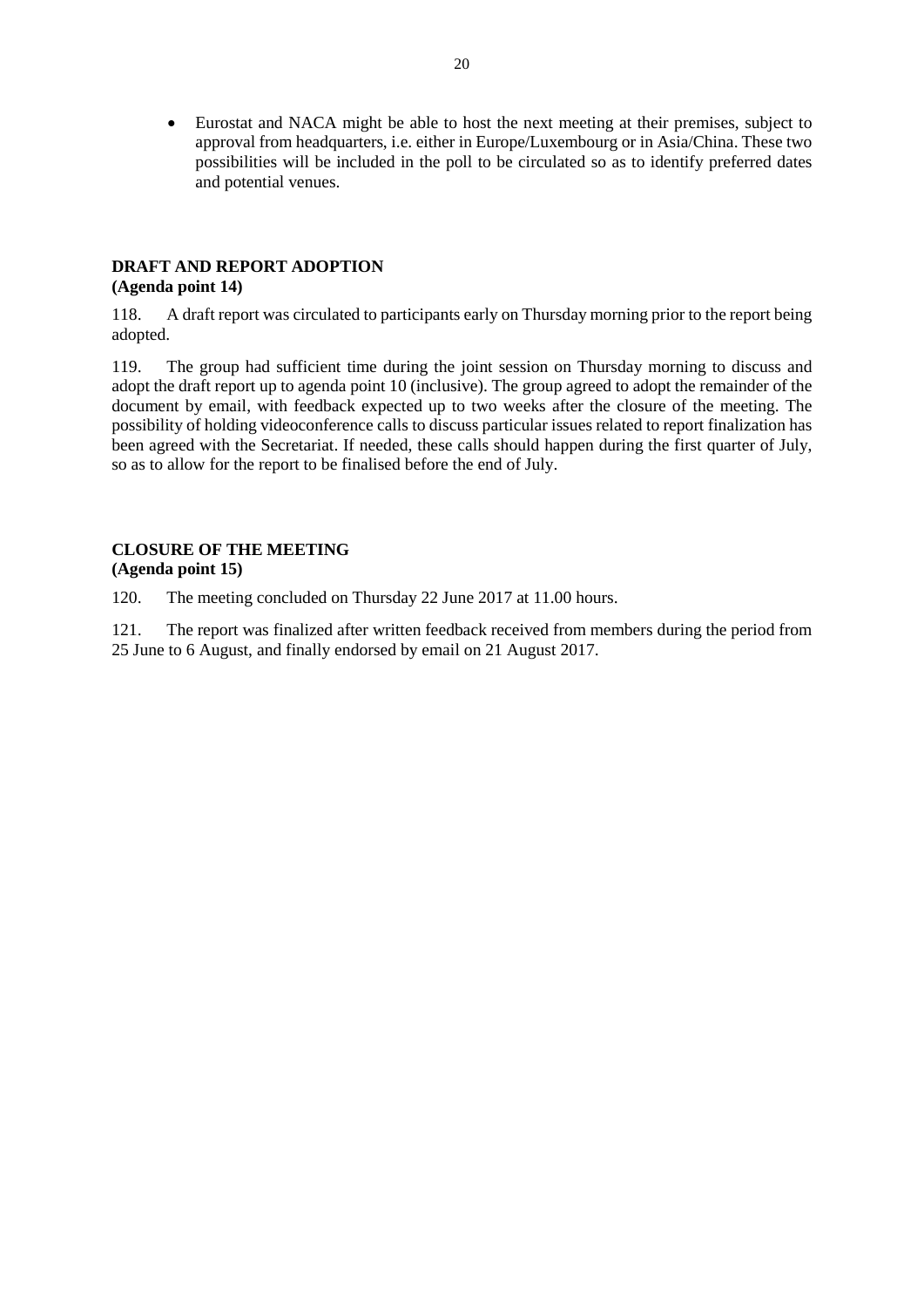- Eurostat and NACA might be able to host the next meeting at their premises, subject to approval from headquarters, i.e. either in Europe/Luxembourg or in Asia/China. These two possibilities will be included in the poll to be circulated so as to identify preferred dates and potential venues.

## DRAFT AND REPORT ADOPTION
**(Agenda point 14)**

118. A draft report was circulated to participants early on Thursday morning prior to the report being adopted.

119. The group had sufficient time during the joint session on Thursday morning to discuss and adopt the draft report up to agenda point 10 (inclusive). The group agreed to adopt the remainder of the document by email, with feedback expected up to two weeks after the closure of the meeting. The possibility of holding videoconference calls to discuss particular issues related to report finalization has been agreed with the Secretariat. If needed, these calls should happen during the first quarter of July, so as to allow for the report to be finalised before the end of July.

## CLOSURE OF THE MEETING
**(Agenda point 15)**

120. The meeting concluded on Thursday 22 June 2017 at 11.00 hours.

121. The report was finalized after written feedback received from members during the period from 25 June to 6 August, and finally endorsed by email on 21 August 2017.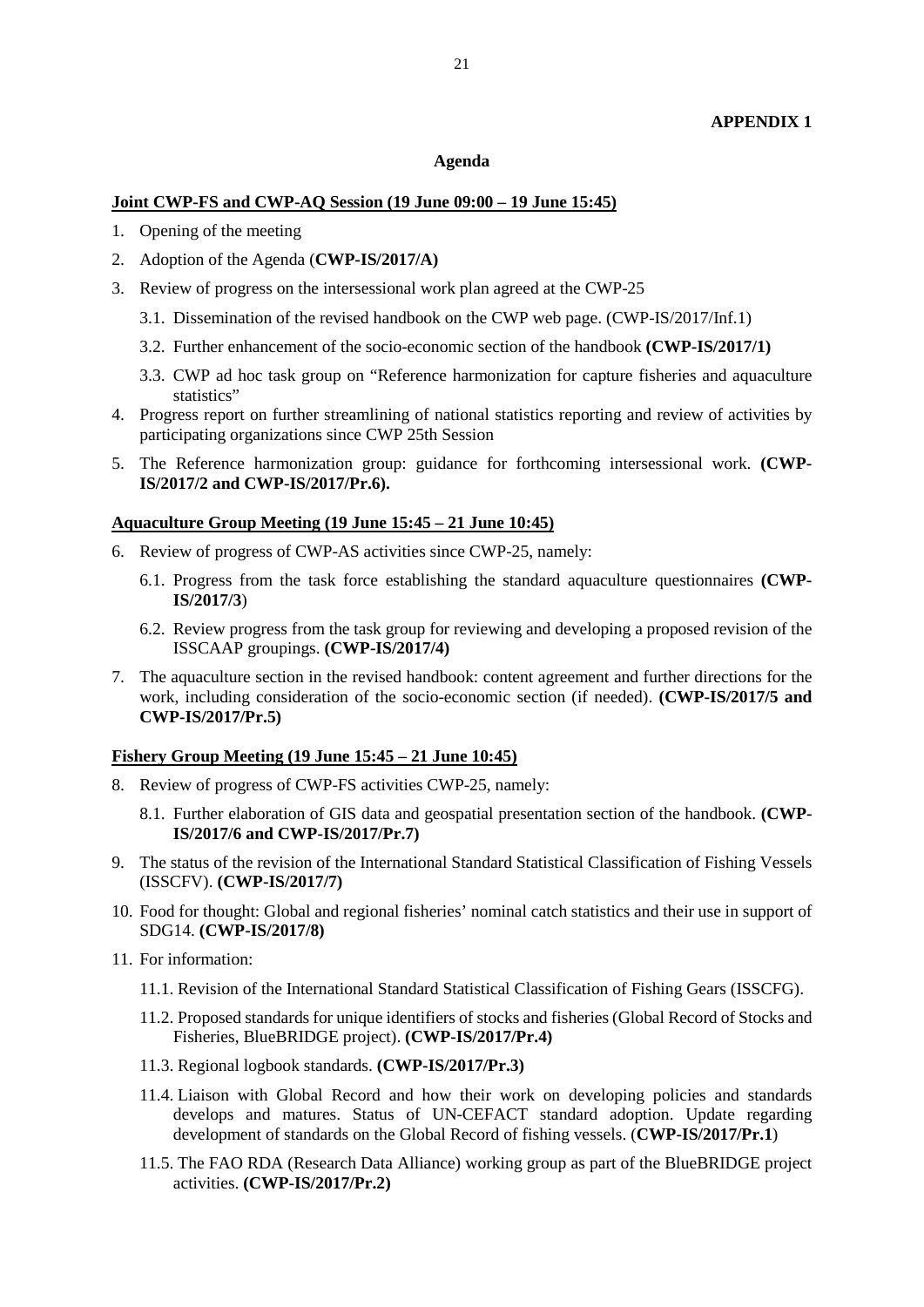**APPENDIX 1**

## Agenda

**Joint CWP-FS and CWP-AQ Session (19 June 09:00 – 19 June 15:45)**

1. Opening of the meeting
2. Adoption of the Agenda (**CWP-IS/2017/A)**
3. Review of progress on the intersessional work plan agreed at the CWP-25
   - 3.1. Dissemination of the revised handbook on the CWP web page. (CWP-IS/2017/Inf.1)
   - 3.2. Further enhancement of the socio-economic section of the handbook **(CWP-IS/2017/1)**
   - 3.3. CWP ad hoc task group on "Reference harmonization for capture fisheries and aquaculture statistics"
4. Progress report on further streamlining of national statistics reporting and review of activities by participating organizations since CWP 25th Session
5. The Reference harmonization group: guidance for forthcoming intersessional work. **(CWP-IS/2017/2 and CWP-IS/2017/Pr.6).**

**Aquaculture Group Meeting (19 June 15:45 – 21 June 10:45)**

6. Review of progress of CWP-AS activities since CWP-25, namely:
   - 6.1. Progress from the task force establishing the standard aquaculture questionnaires **(CWP-IS/2017/3**)
   - 6.2. Review progress from the task group for reviewing and developing a proposed revision of the ISSCAAP groupings. **(CWP-IS/2017/4)**
7. The aquaculture section in the revised handbook: content agreement and further directions for the work, including consideration of the socio-economic section (if needed). **(CWP-IS/2017/5 and CWP-IS/2017/Pr.5)**

**Fishery Group Meeting (19 June 15:45 – 21 June 10:45)**

8. Review of progress of CWP-FS activities CWP-25, namely:
   - 8.1. Further elaboration of GIS data and geospatial presentation section of the handbook. **(CWP-IS/2017/6 and CWP-IS/2017/Pr.7)**
9. The status of the revision of the International Standard Statistical Classification of Fishing Vessels (ISSCFV). **(CWP-IS/2017/7)**
10. Food for thought: Global and regional fisheries' nominal catch statistics and their use in support of SDG14. **(CWP-IS/2017/8)**
11. For information:
    - 11.1. Revision of the International Standard Statistical Classification of Fishing Gears (ISSCFG).
    - 11.2. Proposed standards for unique identifiers of stocks and fisheries (Global Record of Stocks and Fisheries, BlueBRIDGE project). **(CWP-IS/2017/Pr.4)**
    - 11.3. Regional logbook standards. **(CWP-IS/2017/Pr.3)**
    - 11.4. Liaison with Global Record and how their work on developing policies and standards develops and matures. Status of UN-CEFACT standard adoption. Update regarding development of standards on the Global Record of fishing vessels. (**CWP-IS/2017/Pr.1**)
    - 11.5. The FAO RDA (Research Data Alliance) working group as part of the BlueBRIDGE project activities. **(CWP-IS/2017/Pr.2)**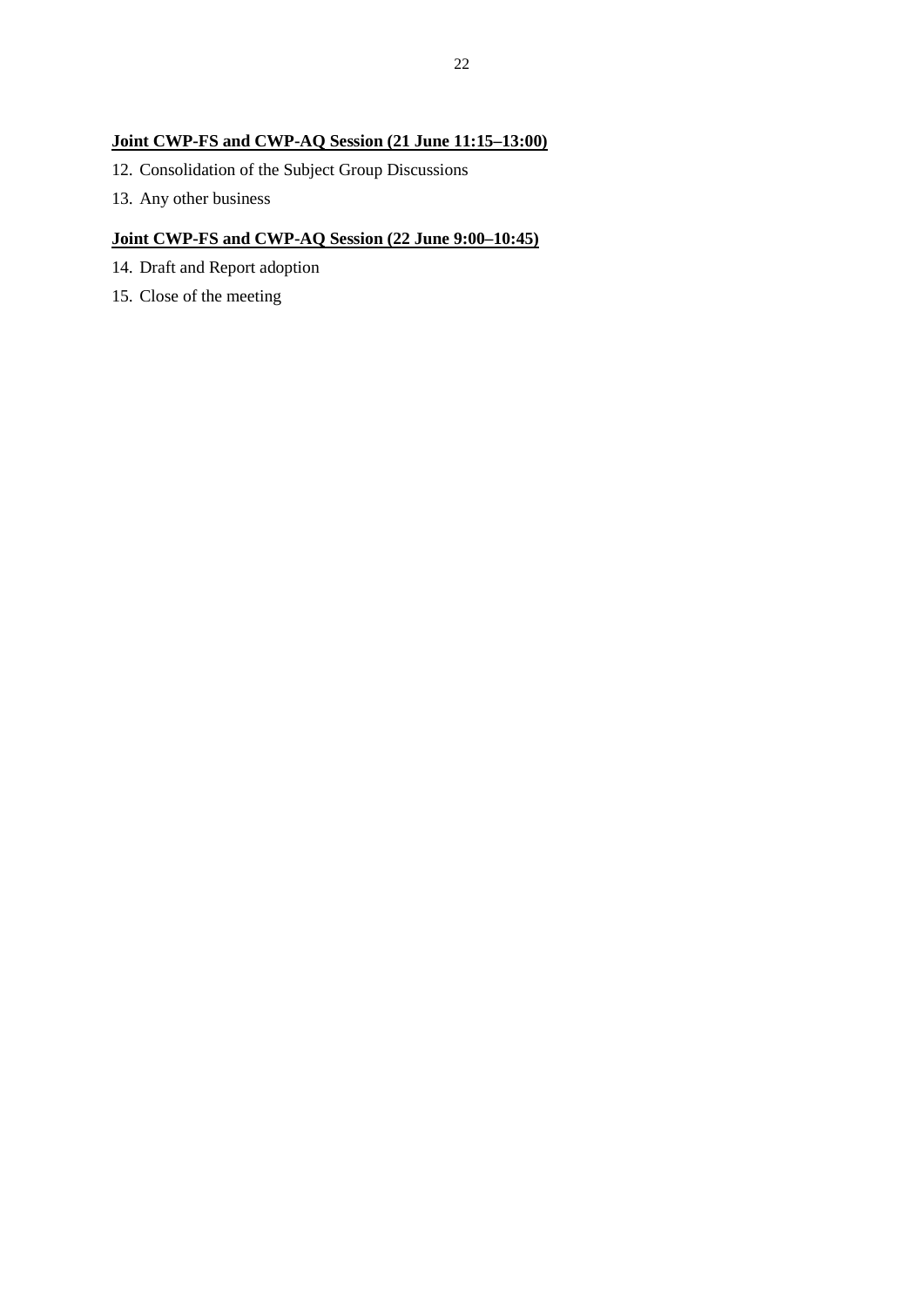**<u>Joint CWP-FS and CWP-AQ Session (21 June 11:15–13:00)</u>**

12. Consolidation of the Subject Group Discussions
13. Any other business

**<u>Joint CWP-FS and CWP-AQ Session (22 June 9:00–10:45)</u>**

14. Draft and Report adoption
15. Close of the meeting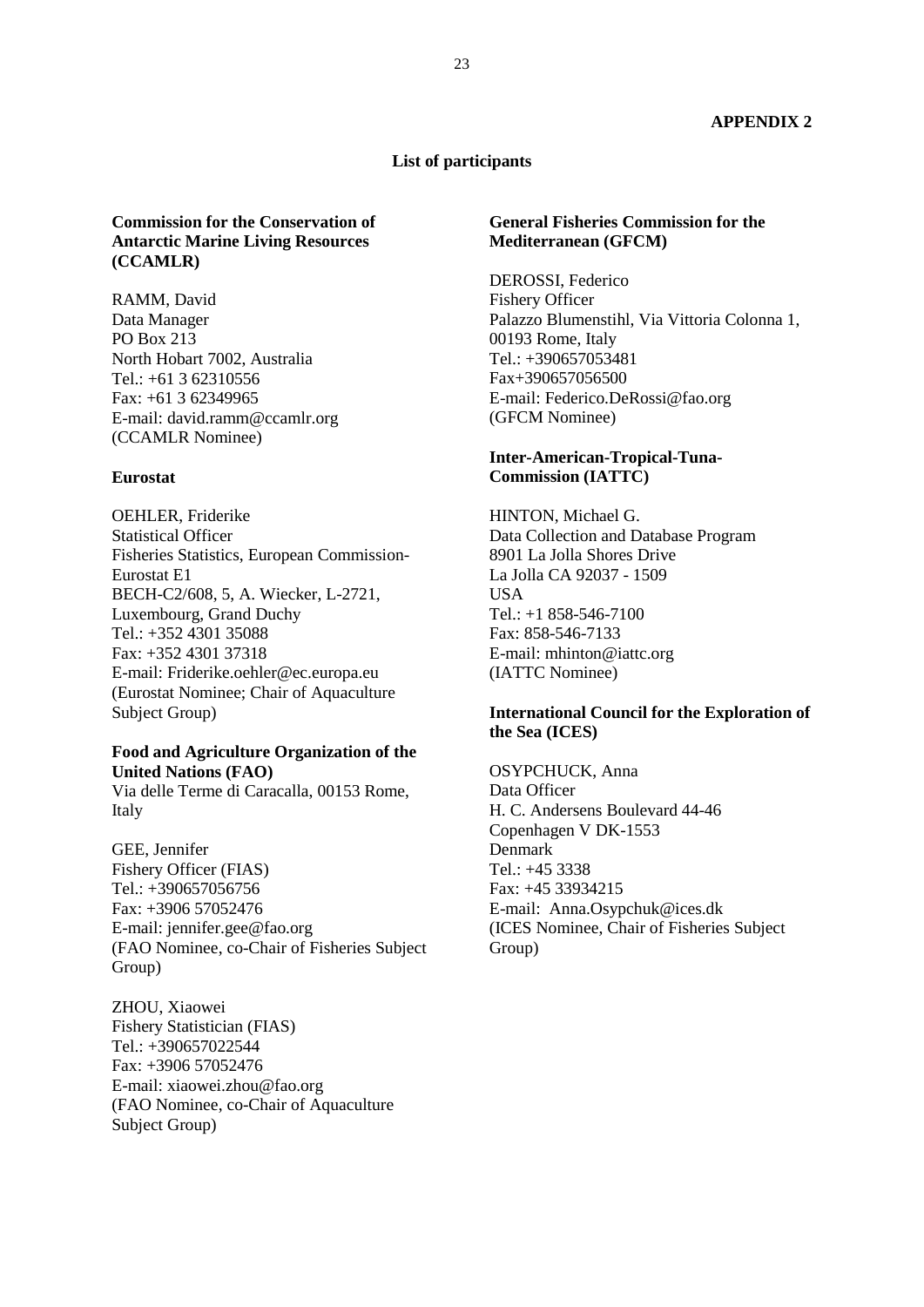**APPENDIX 2**

**List of participants**

**Commission for the Conservation of Antarctic Marine Living Resources (CCAMLR)**

RAMM, David
Data Manager
PO Box 213
North Hobart 7002, Australia
Tel.: +61 3 62310556
Fax: +61 3 62349965
E-mail: david.ramm@ccamlr.org
(CCAMLR Nominee)

**Eurostat**

OEHLER, Friderike
Statistical Officer
Fisheries Statistics, European Commission-Eurostat E1
BECH-C2/608, 5, A. Wiecker, L-2721, Luxembourg, Grand Duchy
Tel.: +352 4301 35088
Fax: +352 4301 37318
E-mail: Friderike.oehler@ec.europa.eu
(Eurostat Nominee; Chair of Aquaculture Subject Group)

**Food and Agriculture Organization of the United Nations (FAO)**
Via delle Terme di Caracalla, 00153 Rome, Italy

GEE, Jennifer
Fishery Officer (FIAS)
Tel.: +390657056756
Fax: +3906 57052476
E-mail: jennifer.gee@fao.org
(FAO Nominee, co-Chair of Fisheries Subject Group)

ZHOU, Xiaowei
Fishery Statistician (FIAS)
Tel.: +390657022544
Fax: +3906 57052476
E-mail: xiaowei.zhou@fao.org
(FAO Nominee, co-Chair of Aquaculture Subject Group)

**General Fisheries Commission for the Mediterranean (GFCM)**

DEROSSI, Federico
Fishery Officer
Palazzo Blumenstihl, Via Vittoria Colonna 1, 00193 Rome, Italy
Tel.: +390657053481
Fax+390657056500
E-mail: Federico.DeRossi@fao.org
(GFCM Nominee)

**Inter-American-Tropical-Tuna-Commission (IATTC)**

HINTON, Michael G.
Data Collection and Database Program
8901 La Jolla Shores Drive
La Jolla CA 92037 - 1509
USA
Tel.: +1 858-546-7100
Fax: 858-546-7133
E-mail: mhinton@iattc.org
(IATTC Nominee)

**International Council for the Exploration of the Sea (ICES)**

OSYPCHUCK, Anna
Data Officer
H. C. Andersens Boulevard 44-46
Copenhagen V DK-1553
Denmark
Tel.: +45 3338
Fax: +45 33934215
E-mail: Anna.Osypchuk@ices.dk
(ICES Nominee, Chair of Fisheries Subject Group)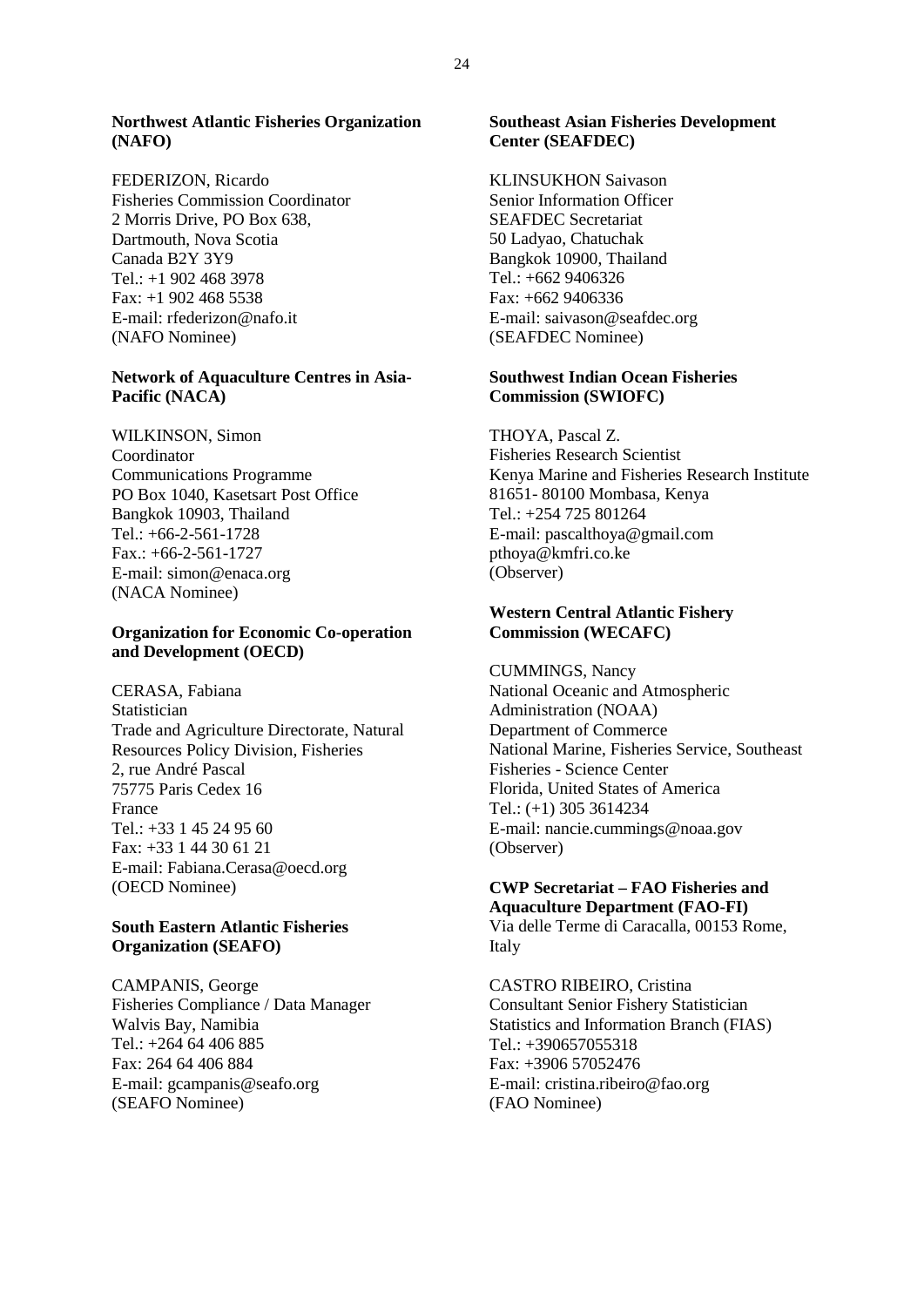**Northwest Atlantic Fisheries Organization (NAFO)**

FEDERIZON, Ricardo
Fisheries Commission Coordinator
2 Morris Drive, PO Box 638,
Dartmouth, Nova Scotia
Canada B2Y 3Y9
Tel.: +1 902 468 3978
Fax: +1 902 468 5538
E-mail: rfederizon@nafo.it
(NAFO Nominee)

**Network of Aquaculture Centres in Asia-Pacific (NACA)**

WILKINSON, Simon
Coordinator
Communications Programme
PO Box 1040, Kasetsart Post Office
Bangkok 10903, Thailand
Tel.: +66-2-561-1728
Fax.: +66-2-561-1727
E-mail: simon@enaca.org
(NACA Nominee)

**Organization for Economic Co-operation and Development (OECD)**

CERASA, Fabiana
Statistician
Trade and Agriculture Directorate, Natural Resources Policy Division, Fisheries
2, rue André Pascal
75775 Paris Cedex 16
France
Tel.: +33 1 45 24 95 60
Fax: +33 1 44 30 61 21
E-mail: Fabiana.Cerasa@oecd.org
(OECD Nominee)

**South Eastern Atlantic Fisheries Organization (SEAFO)**

CAMPANIS, George
Fisheries Compliance / Data Manager
Walvis Bay, Namibia
Tel.: +264 64 406 885
Fax: 264 64 406 884
E-mail: gcampanis@seafo.org
(SEAFO Nominee)

**Southeast Asian Fisheries Development Center (SEAFDEC)**

KLINSUKHON Saivason
Senior Information Officer
SEAFDEC Secretariat
50 Ladyao, Chatuchak
Bangkok 10900, Thailand
Tel.: +662 9406326
Fax: +662 9406336
E-mail: saivason@seafdec.org
(SEAFDEC Nominee)

**Southwest Indian Ocean Fisheries Commission (SWIOFC)**

THOYA, Pascal Z.
Fisheries Research Scientist
Kenya Marine and Fisheries Research Institute
81651- 80100 Mombasa, Kenya
Tel.: +254 725 801264
E-mail: pascalthoya@gmail.com
pthoya@kmfri.co.ke
(Observer)

**Western Central Atlantic Fishery Commission (WECAFC)**

CUMMINGS, Nancy
National Oceanic and Atmospheric Administration (NOAA)
Department of Commerce
National Marine, Fisheries Service, Southeast Fisheries - Science Center
Florida, United States of America
Tel.: (+1) 305 3614234
E-mail: nancie.cummings@noaa.gov
(Observer)

**CWP Secretariat – FAO Fisheries and Aquaculture Department (FAO-FI)**
Via delle Terme di Caracalla, 00153 Rome, Italy

CASTRO RIBEIRO, Cristina
Consultant Senior Fishery Statistician
Statistics and Information Branch (FIAS)
Tel.: +390657055318
Fax: +3906 57052476
E-mail: cristina.ribeiro@fao.org
(FAO Nominee)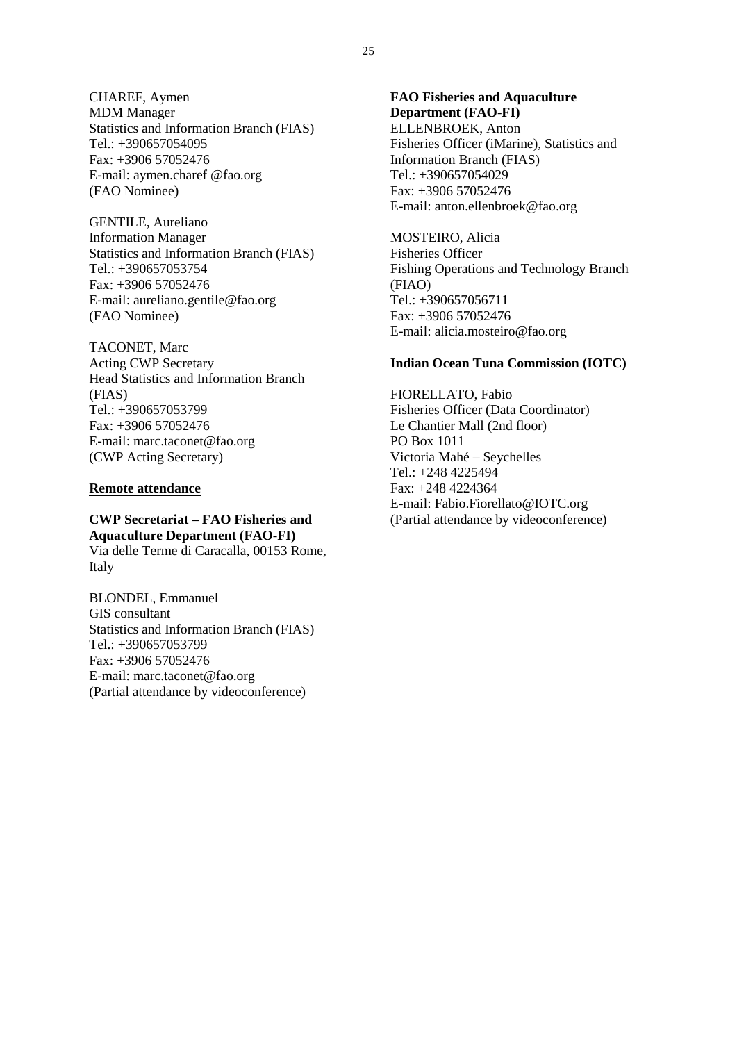CHAREF, Aymen
MDM Manager
Statistics and Information Branch (FIAS)
Tel.: +390657054095
Fax: +3906 57052476
E-mail: aymen.charef @fao.org
(FAO Nominee)

GENTILE, Aureliano
Information Manager
Statistics and Information Branch (FIAS)
Tel.: +390657053754
Fax: +3906 57052476
E-mail: aureliano.gentile@fao.org
(FAO Nominee)

TACONET, Marc
Acting CWP Secretary
Head Statistics and Information Branch (FIAS)
Tel.: +390657053799
Fax: +3906 57052476
E-mail: marc.taconet@fao.org
(CWP Acting Secretary)

**Remote attendance**

**CWP Secretariat – FAO Fisheries and Aquaculture Department (FAO-FI)**
Via delle Terme di Caracalla, 00153 Rome, Italy

BLONDEL, Emmanuel
GIS consultant
Statistics and Information Branch (FIAS)
Tel.: +390657053799
Fax: +3906 57052476
E-mail: marc.taconet@fao.org
(Partial attendance by videoconference)

**FAO Fisheries and Aquaculture Department (FAO-FI)**
ELLENBROEK, Anton
Fisheries Officer (iMarine), Statistics and Information Branch (FIAS)
Tel.: +390657054029
Fax: +3906 57052476
E-mail: anton.ellenbroek@fao.org

MOSTEIRO, Alicia
Fisheries Officer
Fishing Operations and Technology Branch (FIAO)
Tel.: +390657056711
Fax: +3906 57052476
E-mail: alicia.mosteiro@fao.org

**Indian Ocean Tuna Commission (IOTC)**

FIORELLATO, Fabio
Fisheries Officer (Data Coordinator)
Le Chantier Mall (2nd floor)
PO Box 1011
Victoria Mahé – Seychelles
Tel.: +248 4225494
Fax: +248 4224364
E-mail: Fabio.Fiorellato@IOTC.org
(Partial attendance by videoconference)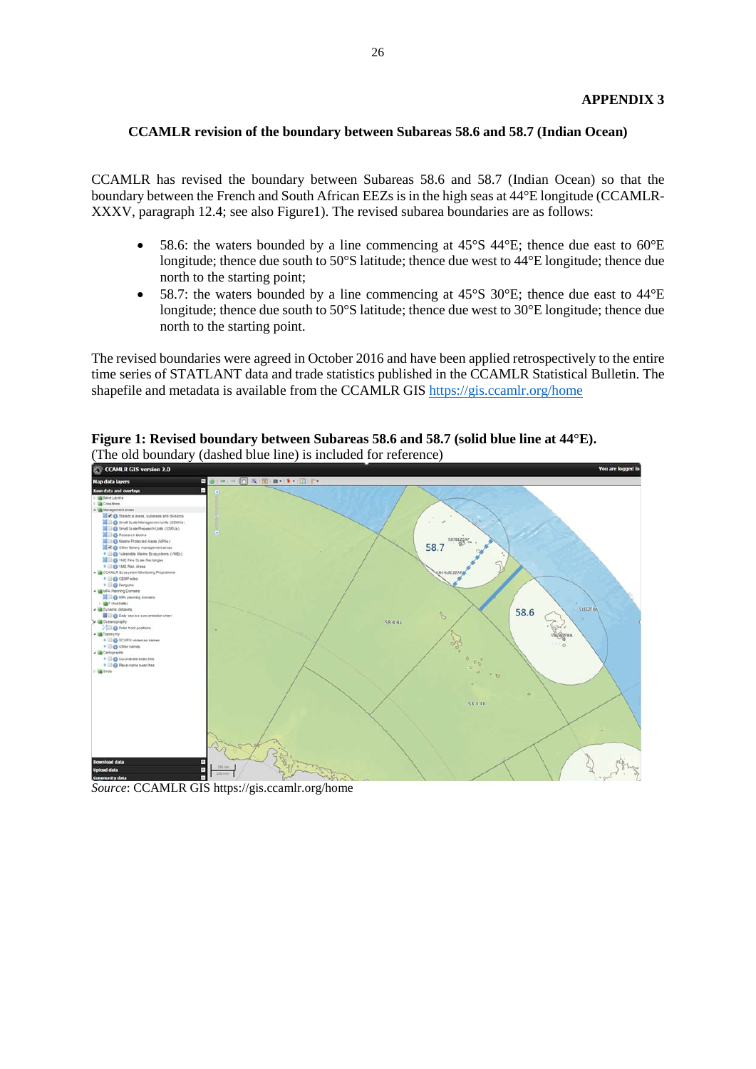**APPENDIX 3**

**CCAMLR revision of the boundary between Subareas 58.6 and 58.7 (Indian Ocean)**

CCAMLR has revised the boundary between Subareas 58.6 and 58.7 (Indian Ocean) so that the boundary between the French and South African EEZs is in the high seas at 44°E longitude (CCAMLR-XXXV, paragraph 12.4; see also Figure1). The revised subarea boundaries are as follows:

- 58.6: the waters bounded by a line commencing at 45°S 44°E; thence due east to 60°E longitude; thence due south to 50°S latitude; thence due west to 44°E longitude; thence due north to the starting point;
- 58.7: the waters bounded by a line commencing at 45°S 30°E; thence due east to 44°E longitude; thence due south to 50°S latitude; thence due west to 30°E longitude; thence due north to the starting point.

The revised boundaries were agreed in October 2016 and have been applied retrospectively to the entire time series of STATLANT data and trade statistics published in the CCAMLR Statistical Bulletin. The shapefile and metadata is available from the CCAMLR GIS https://gis.ccamlr.org/home

**Figure 1: Revised boundary between Subareas 58.6 and 58.7 (solid blue line at 44°E).**
(The old boundary (dashed blue line) is included for reference)

*Source*: CCAMLR GIS https://gis.ccamlr.org/home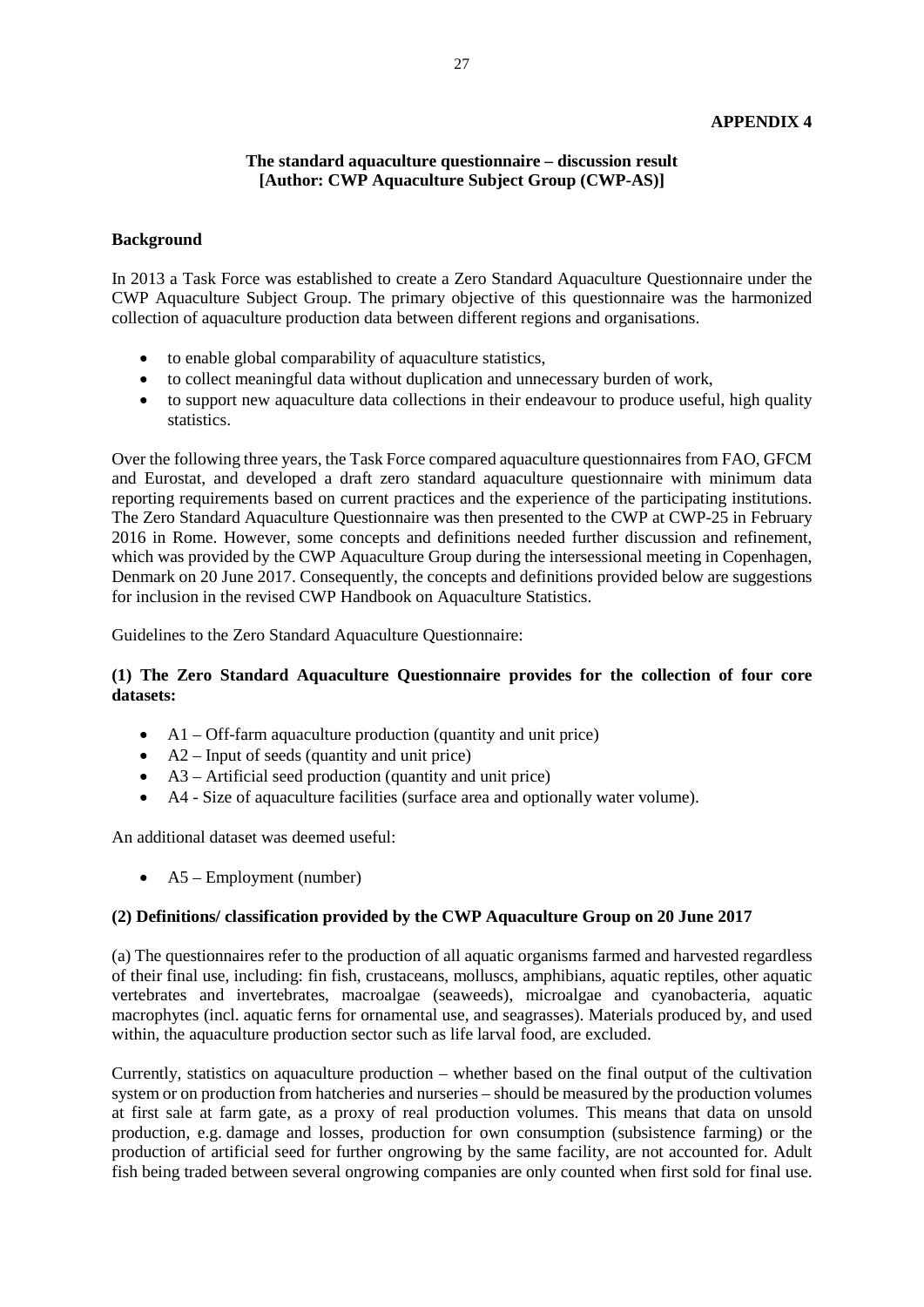**APPENDIX 4**

**The standard aquaculture questionnaire – discussion result**
**[Author: CWP Aquaculture Subject Group (CWP-AS)]**

**Background**

In 2013 a Task Force was established to create a Zero Standard Aquaculture Questionnaire under the CWP Aquaculture Subject Group. The primary objective of this questionnaire was the harmonized collection of aquaculture production data between different regions and organisations.

- to enable global comparability of aquaculture statistics,
- to collect meaningful data without duplication and unnecessary burden of work,
- to support new aquaculture data collections in their endeavour to produce useful, high quality statistics.

Over the following three years, the Task Force compared aquaculture questionnaires from FAO, GFCM and Eurostat, and developed a draft zero standard aquaculture questionnaire with minimum data reporting requirements based on current practices and the experience of the participating institutions. The Zero Standard Aquaculture Questionnaire was then presented to the CWP at CWP-25 in February 2016 in Rome. However, some concepts and definitions needed further discussion and refinement, which was provided by the CWP Aquaculture Group during the intersessional meeting in Copenhagen, Denmark on 20 June 2017. Consequently, the concepts and definitions provided below are suggestions for inclusion in the revised CWP Handbook on Aquaculture Statistics.

Guidelines to the Zero Standard Aquaculture Questionnaire:

**(1) The Zero Standard Aquaculture Questionnaire provides for the collection of four core datasets:**

- A1 – Off-farm aquaculture production (quantity and unit price)
- A2 – Input of seeds (quantity and unit price)
- A3 – Artificial seed production (quantity and unit price)
- A4 - Size of aquaculture facilities (surface area and optionally water volume).

An additional dataset was deemed useful:

- A5 – Employment (number)

**(2) Definitions/ classification provided by the CWP Aquaculture Group on 20 June 2017**

(a) The questionnaires refer to the production of all aquatic organisms farmed and harvested regardless of their final use, including: fin fish, crustaceans, molluscs, amphibians, aquatic reptiles, other aquatic vertebrates and invertebrates, macroalgae (seaweeds), microalgae and cyanobacteria, aquatic macrophytes (incl. aquatic ferns for ornamental use, and seagrasses). Materials produced by, and used within, the aquaculture production sector such as life larval food, are excluded.

Currently, statistics on aquaculture production – whether based on the final output of the cultivation system or on production from hatcheries and nurseries – should be measured by the production volumes at first sale at farm gate, as a proxy of real production volumes. This means that data on unsold production, e.g. damage and losses, production for own consumption (subsistence farming) or the production of artificial seed for further ongrowing by the same facility, are not accounted for. Adult fish being traded between several ongrowing companies are only counted when first sold for final use.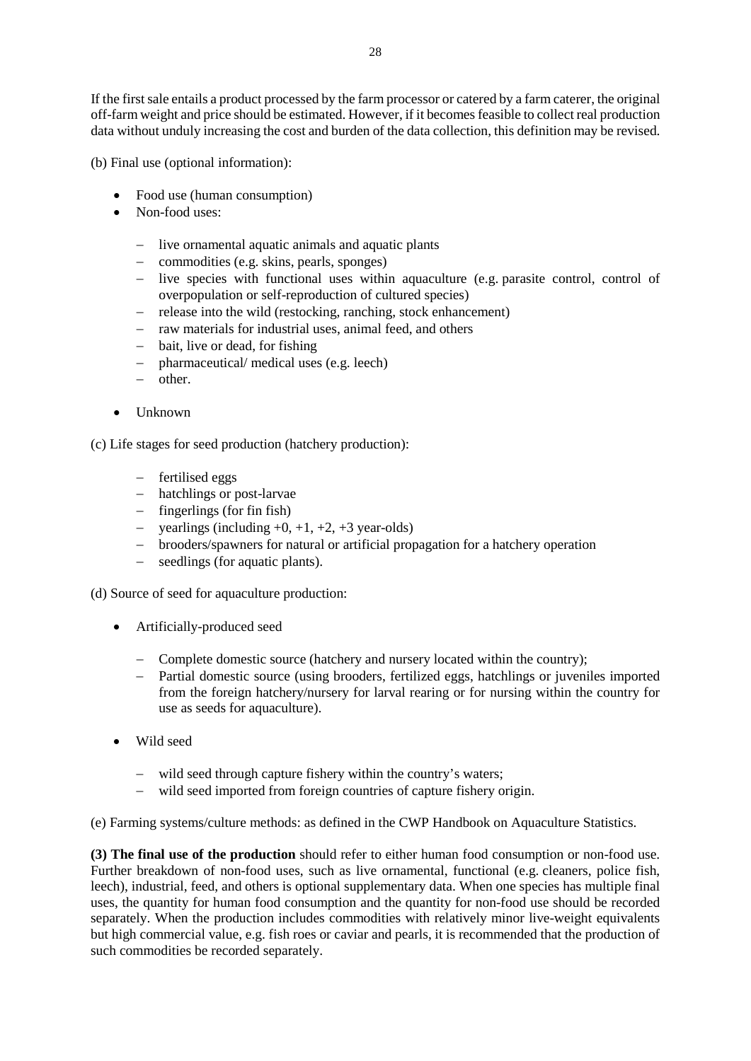If the first sale entails a product processed by the farm processor or catered by a farm caterer, the original off-farm weight and price should be estimated. However, if it becomes feasible to collect real production data without unduly increasing the cost and burden of the data collection, this definition may be revised.

(b) Final use (optional information):

- Food use (human consumption)
- Non-food uses:
  - live ornamental aquatic animals and aquatic plants
  - commodities (e.g. skins, pearls, sponges)
  - live species with functional uses within aquaculture (e.g. parasite control, control of overpopulation or self-reproduction of cultured species)
  - release into the wild (restocking, ranching, stock enhancement)
  - raw materials for industrial uses, animal feed, and others
  - bait, live or dead, for fishing
  - pharmaceutical/ medical uses (e.g. leech)
  - other.
- Unknown

(c) Life stages for seed production (hatchery production):

- fertilised eggs
- hatchlings or post-larvae
- fingerlings (for fin fish)
- yearlings (including +0, +1, +2, +3 year-olds)
- brooders/spawners for natural or artificial propagation for a hatchery operation
- seedlings (for aquatic plants).

(d) Source of seed for aquaculture production:

- Artificially-produced seed
  - Complete domestic source (hatchery and nursery located within the country);
  - Partial domestic source (using brooders, fertilized eggs, hatchlings or juveniles imported from the foreign hatchery/nursery for larval rearing or for nursing within the country for use as seeds for aquaculture).
- Wild seed
  - wild seed through capture fishery within the country's waters;
  - wild seed imported from foreign countries of capture fishery origin.

(e) Farming systems/culture methods: as defined in the CWP Handbook on Aquaculture Statistics.

**(3) The final use of the production** should refer to either human food consumption or non-food use. Further breakdown of non-food uses, such as live ornamental, functional (e.g. cleaners, police fish, leech), industrial, feed, and others is optional supplementary data. When one species has multiple final uses, the quantity for human food consumption and the quantity for non-food use should be recorded separately. When the production includes commodities with relatively minor live-weight equivalents but high commercial value, e.g. fish roes or caviar and pearls, it is recommended that the production of such commodities be recorded separately.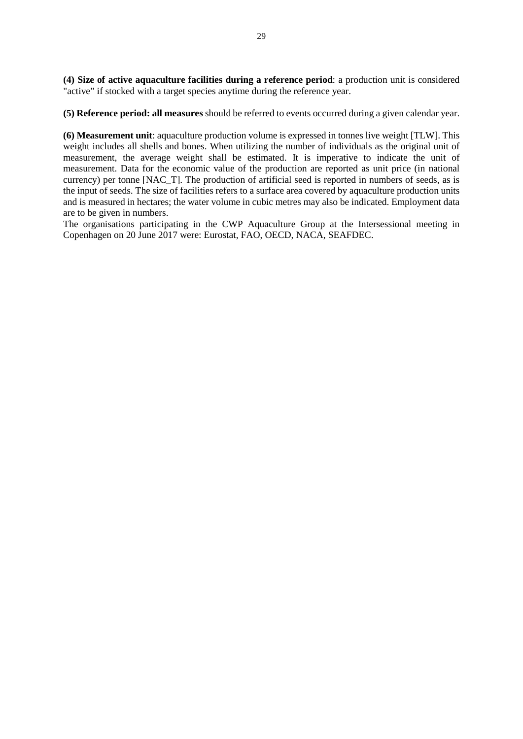**(4) Size of active aquaculture facilities during a reference period**: a production unit is considered "active" if stocked with a target species anytime during the reference year.

**(5) Reference period: all measures** should be referred to events occurred during a given calendar year.

**(6) Measurement unit**: aquaculture production volume is expressed in tonnes live weight [TLW]. This weight includes all shells and bones. When utilizing the number of individuals as the original unit of measurement, the average weight shall be estimated. It is imperative to indicate the unit of measurement. Data for the economic value of the production are reported as unit price (in national currency) per tonne [NAC_T]. The production of artificial seed is reported in numbers of seeds, as is the input of seeds. The size of facilities refers to a surface area covered by aquaculture production units and is measured in hectares; the water volume in cubic metres may also be indicated. Employment data are to be given in numbers.

The organisations participating in the CWP Aquaculture Group at the Intersessional meeting in Copenhagen on 20 June 2017 were: Eurostat, FAO, OECD, NACA, SEAFDEC.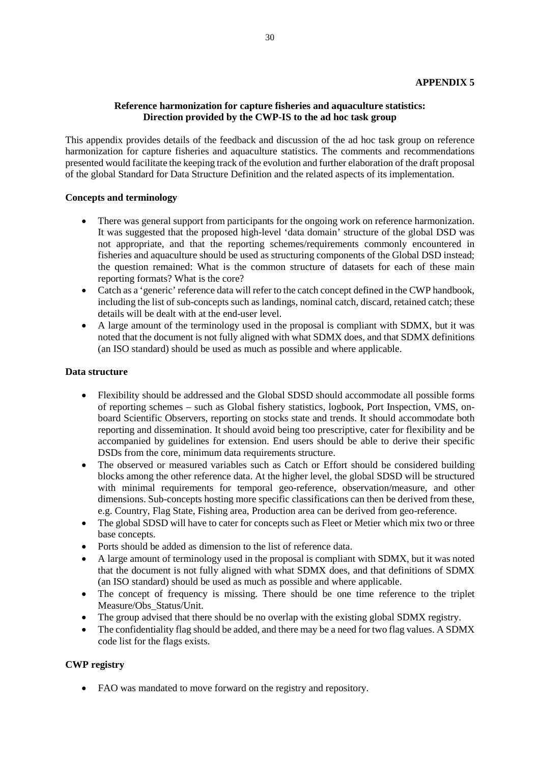**APPENDIX 5**

**Reference harmonization for capture fisheries and aquaculture statistics: Direction provided by the CWP-IS to the ad hoc task group**

This appendix provides details of the feedback and discussion of the ad hoc task group on reference harmonization for capture fisheries and aquaculture statistics. The comments and recommendations presented would facilitate the keeping track of the evolution and further elaboration of the draft proposal of the global Standard for Data Structure Definition and the related aspects of its implementation.

**Concepts and terminology**

- There was general support from participants for the ongoing work on reference harmonization. It was suggested that the proposed high-level 'data domain' structure of the global DSD was not appropriate, and that the reporting schemes/requirements commonly encountered in fisheries and aquaculture should be used as structuring components of the Global DSD instead; the question remained: What is the common structure of datasets for each of these main reporting formats? What is the core?
- Catch as a 'generic' reference data will refer to the catch concept defined in the CWP handbook, including the list of sub-concepts such as landings, nominal catch, discard, retained catch; these details will be dealt with at the end-user level.
- A large amount of the terminology used in the proposal is compliant with SDMX, but it was noted that the document is not fully aligned with what SDMX does, and that SDMX definitions (an ISO standard) should be used as much as possible and where applicable.

**Data structure**

- Flexibility should be addressed and the Global SDSD should accommodate all possible forms of reporting schemes – such as Global fishery statistics, logbook, Port Inspection, VMS, on-board Scientific Observers, reporting on stocks state and trends. It should accommodate both reporting and dissemination. It should avoid being too prescriptive, cater for flexibility and be accompanied by guidelines for extension. End users should be able to derive their specific DSDs from the core, minimum data requirements structure.
- The observed or measured variables such as Catch or Effort should be considered building blocks among the other reference data. At the higher level, the global SDSD will be structured with minimal requirements for temporal geo-reference, observation/measure, and other dimensions. Sub-concepts hosting more specific classifications can then be derived from these, e.g. Country, Flag State, Fishing area, Production area can be derived from geo-reference.
- The global SDSD will have to cater for concepts such as Fleet or Metier which mix two or three base concepts.
- Ports should be added as dimension to the list of reference data.
- A large amount of terminology used in the proposal is compliant with SDMX, but it was noted that the document is not fully aligned with what SDMX does, and that definitions of SDMX (an ISO standard) should be used as much as possible and where applicable.
- The concept of frequency is missing. There should be one time reference to the triplet Measure/Obs_Status/Unit.
- The group advised that there should be no overlap with the existing global SDMX registry.
- The confidentiality flag should be added, and there may be a need for two flag values. A SDMX code list for the flags exists.

**CWP registry**

- FAO was mandated to move forward on the registry and repository.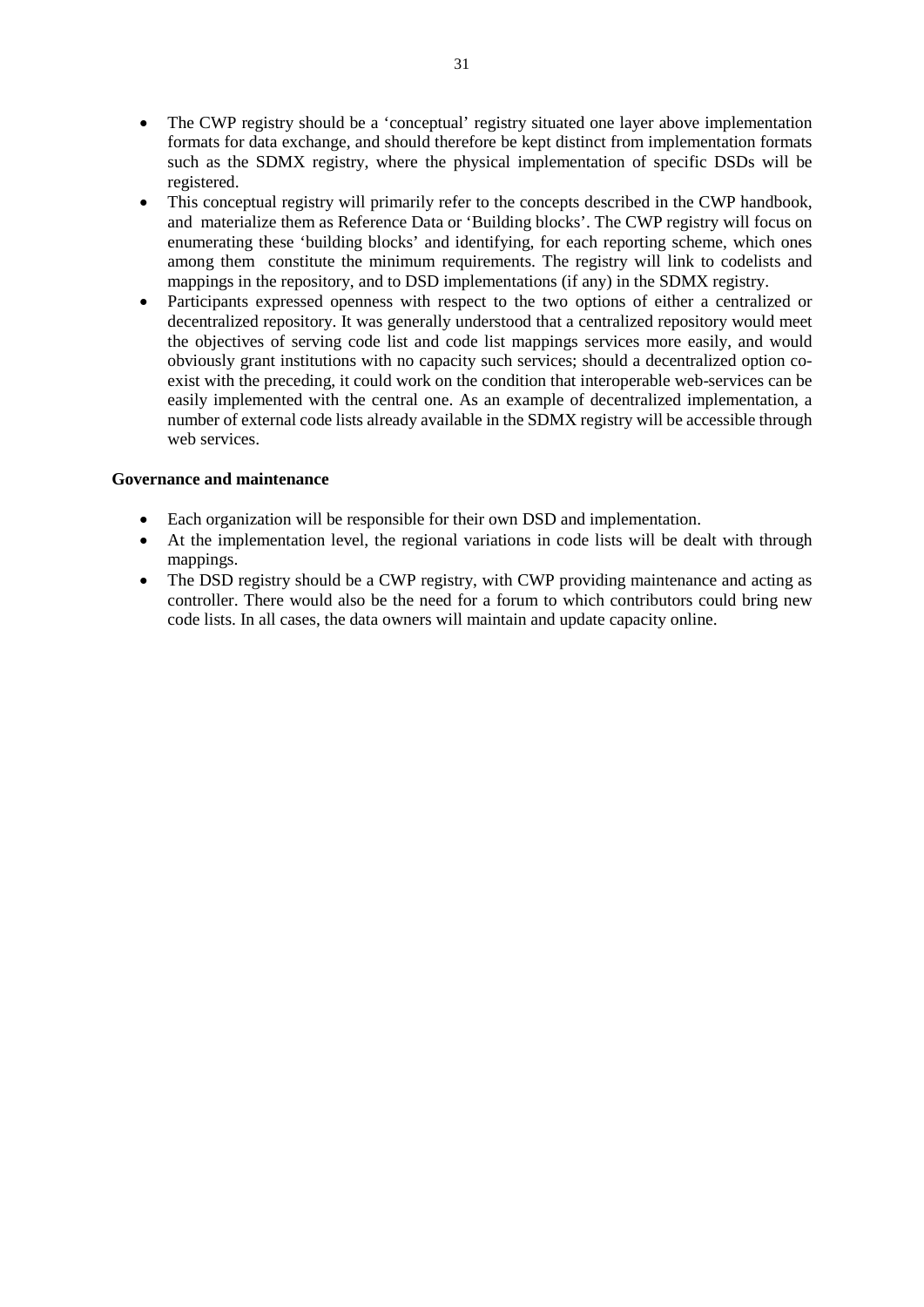- The CWP registry should be a 'conceptual' registry situated one layer above implementation formats for data exchange, and should therefore be kept distinct from implementation formats such as the SDMX registry, where the physical implementation of specific DSDs will be registered.
- This conceptual registry will primarily refer to the concepts described in the CWP handbook, and materialize them as Reference Data or 'Building blocks'. The CWP registry will focus on enumerating these 'building blocks' and identifying, for each reporting scheme, which ones among them constitute the minimum requirements. The registry will link to codelists and mappings in the repository, and to DSD implementations (if any) in the SDMX registry.
- Participants expressed openness with respect to the two options of either a centralized or decentralized repository. It was generally understood that a centralized repository would meet the objectives of serving code list and code list mappings services more easily, and would obviously grant institutions with no capacity such services; should a decentralized option co-exist with the preceding, it could work on the condition that interoperable web-services can be easily implemented with the central one. As an example of decentralized implementation, a number of external code lists already available in the SDMX registry will be accessible through web services.

**Governance and maintenance**

- Each organization will be responsible for their own DSD and implementation.
- At the implementation level, the regional variations in code lists will be dealt with through mappings.
- The DSD registry should be a CWP registry, with CWP providing maintenance and acting as controller. There would also be the need for a forum to which contributors could bring new code lists. In all cases, the data owners will maintain and update capacity online.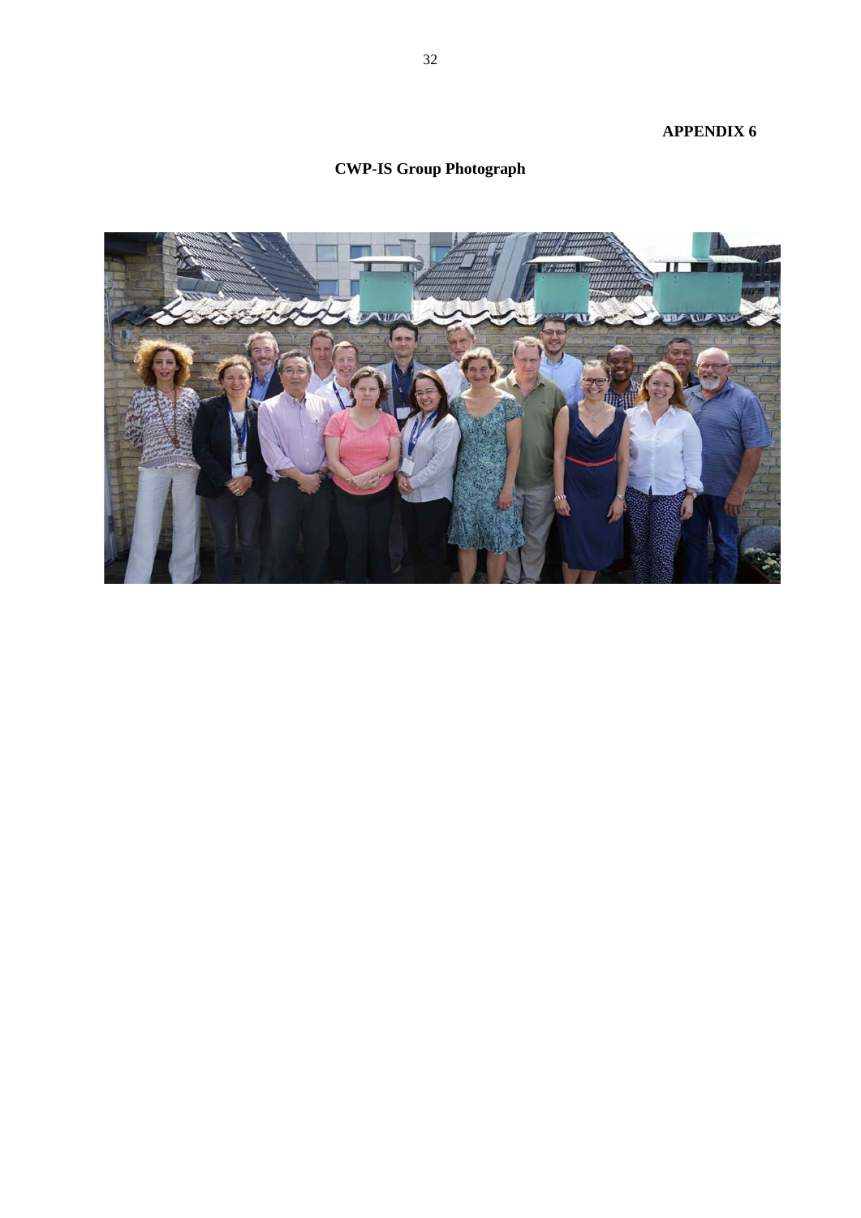**APPENDIX 6**

## CWP-IS Group Photograph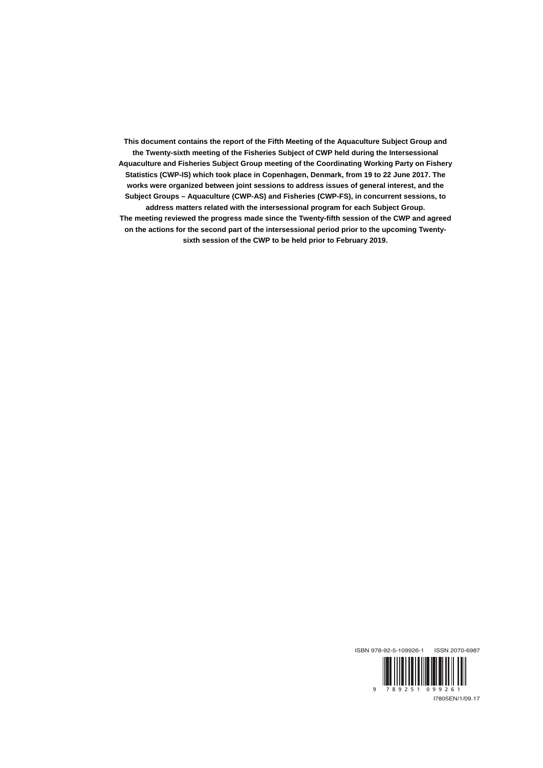**This document contains the report of the Fifth Meeting of the Aquaculture Subject Group and the Twenty-sixth meeting of the Fisheries Subject of CWP held during the Intersessional Aquaculture and Fisheries Subject Group meeting of the Coordinating Working Party on Fishery Statistics (CWP-IS) which took place in Copenhagen, Denmark, from 19 to 22 June 2017. The works were organized between joint sessions to address issues of general interest, and the Subject Groups – Aquaculture (CWP-AS) and Fisheries (CWP-FS), in concurrent sessions, to address matters related with the intersessional program for each Subject Group.**
**The meeting reviewed the progress made since the Twenty-fifth session of the CWP and agreed on the actions for the second part of the intersessional period prior to the upcoming Twenty-sixth session of the CWP to be held prior to February 2019.**

ISBN 978-92-5-109926-1 ISSN 2070-6987

9 789251 099261

I7805EN/1/09.17